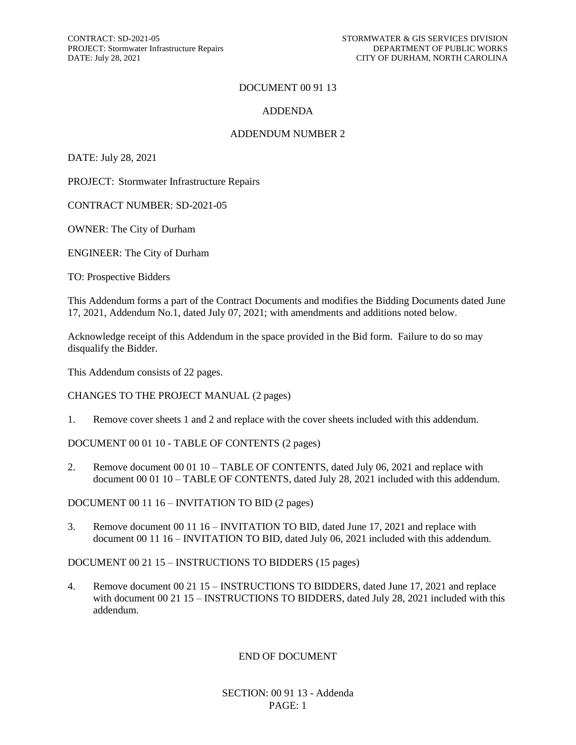# DOCUMENT 00 91 13

## ADDENDA

## ADDENDUM NUMBER 2

DATE: July 28, 2021

PROJECT: Stormwater Infrastructure Repairs

CONTRACT NUMBER: SD-2021-05

OWNER: The City of Durham

ENGINEER: The City of Durham

TO: Prospective Bidders

This Addendum forms a part of the Contract Documents and modifies the Bidding Documents dated June 17, 2021, Addendum No.1, dated July 07, 2021; with amendments and additions noted below.

Acknowledge receipt of this Addendum in the space provided in the Bid form. Failure to do so may disqualify the Bidder.

This Addendum consists of 22 pages.

CHANGES TO THE PROJECT MANUAL (2 pages)

1. Remove cover sheets 1 and 2 and replace with the cover sheets included with this addendum.

DOCUMENT 00 01 10 - TABLE OF CONTENTS (2 pages)

2. Remove document 00 01 10 – TABLE OF CONTENTS, dated July 06, 2021 and replace with document 00 01 10 – TABLE OF CONTENTS, dated July 28, 2021 included with this addendum.

DOCUMENT 00 11 16 – INVITATION TO BID (2 pages)

3. Remove document 00 11 16 – INVITATION TO BID, dated June 17, 2021 and replace with document 00 11 16 – INVITATION TO BID, dated July 06, 2021 included with this addendum.

DOCUMENT 00 21 15 – INSTRUCTIONS TO BIDDERS (15 pages)

4. Remove document 00 21 15 – INSTRUCTIONS TO BIDDERS, dated June 17, 2021 and replace with document 00 21 15 – INSTRUCTIONS TO BIDDERS, dated July 28, 2021 included with this addendum.

END OF DOCUMENT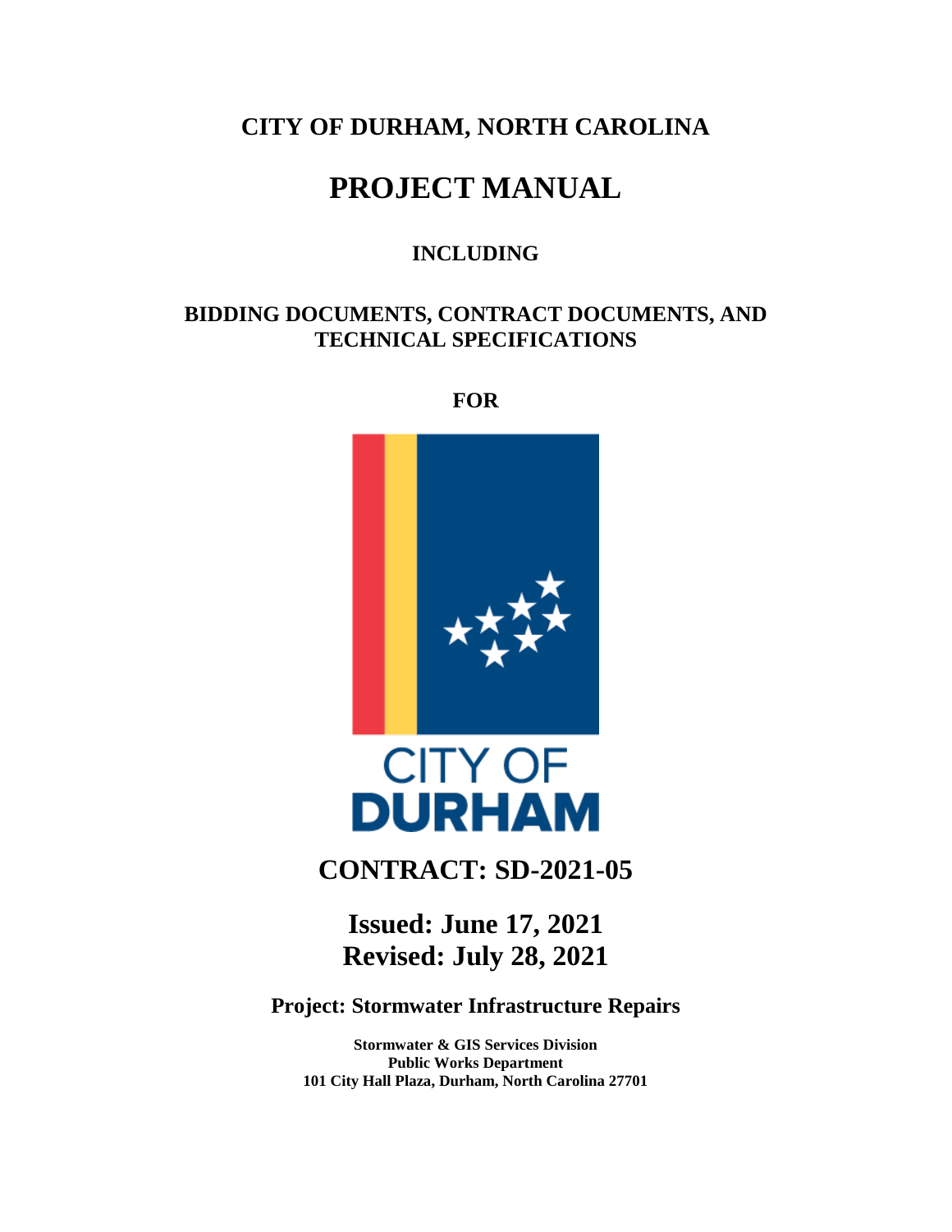# CITY OF DURHAM, NORTH CAROLINA

# PROJECT MANUAL

### INCLUDING

## BIDDING DOCUMENTS, CONTRACT DOCUMENTS, AND TECHNICAL SPECIFICATIONS

### FOR

CITY OF DURHAM

## CONTRACT: SD-2021-05

## Issued: June 17, 2021
## Revised: July 28, 2021

### Project: Stormwater Infrastructure Repairs

**Stormwater & GIS Services Division**
**Public Works Department**
**101 City Hall Plaza, Durham, North Carolina 27701**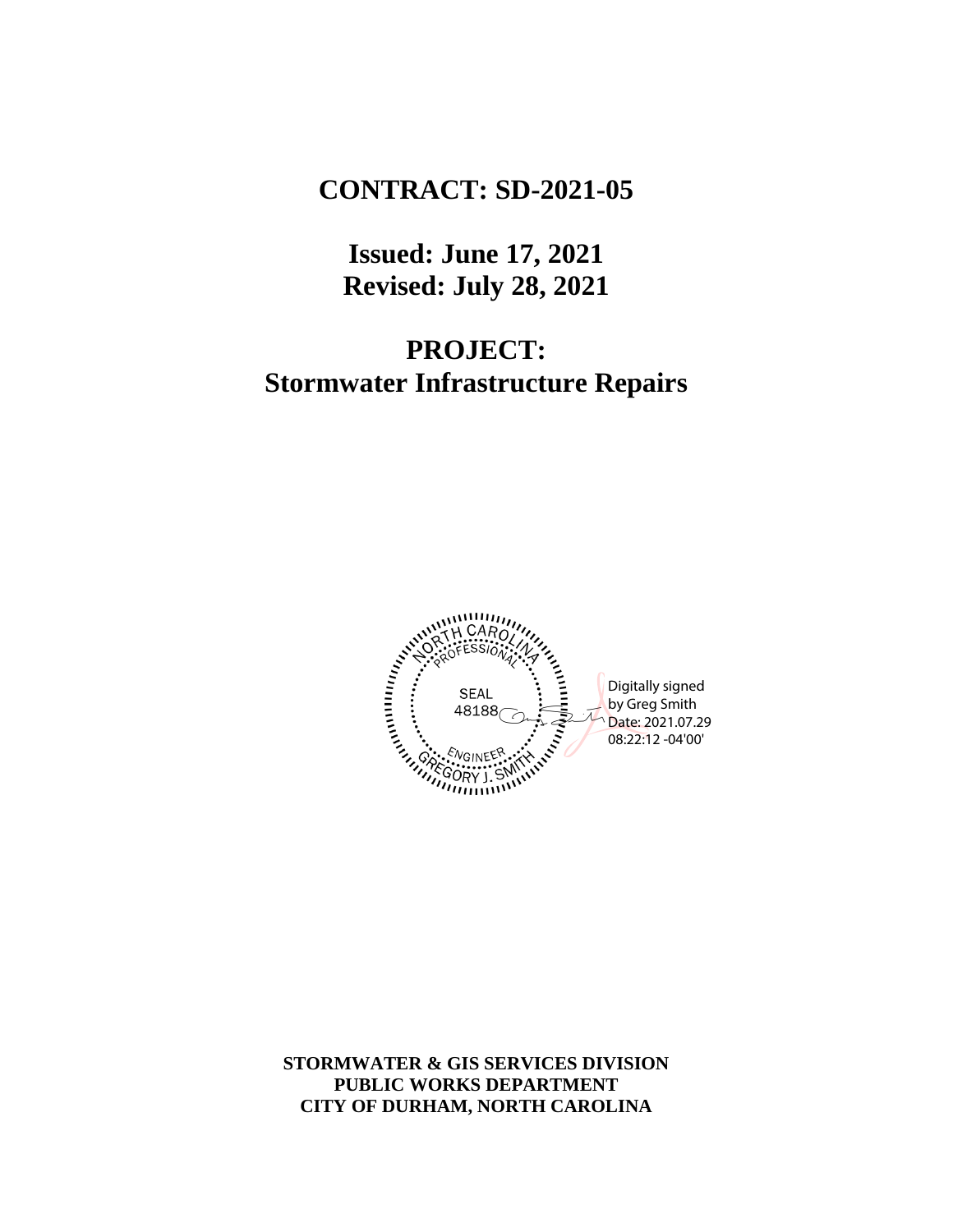# CONTRACT: SD-2021-05

## Issued: June 17, 2021
## Revised: July 28, 2021

## PROJECT:
## Stormwater Infrastructure Repairs

NORTH CAROLINA PROFESSIONAL SEAL 48188 ENGINEER GREGORY J. SMITH

Digitally signed by Greg Smith
Date: 2021.07.29 08:22:12 -04'00'

**STORMWATER & GIS SERVICES DIVISION**
**PUBLIC WORKS DEPARTMENT**
**CITY OF DURHAM, NORTH CAROLINA**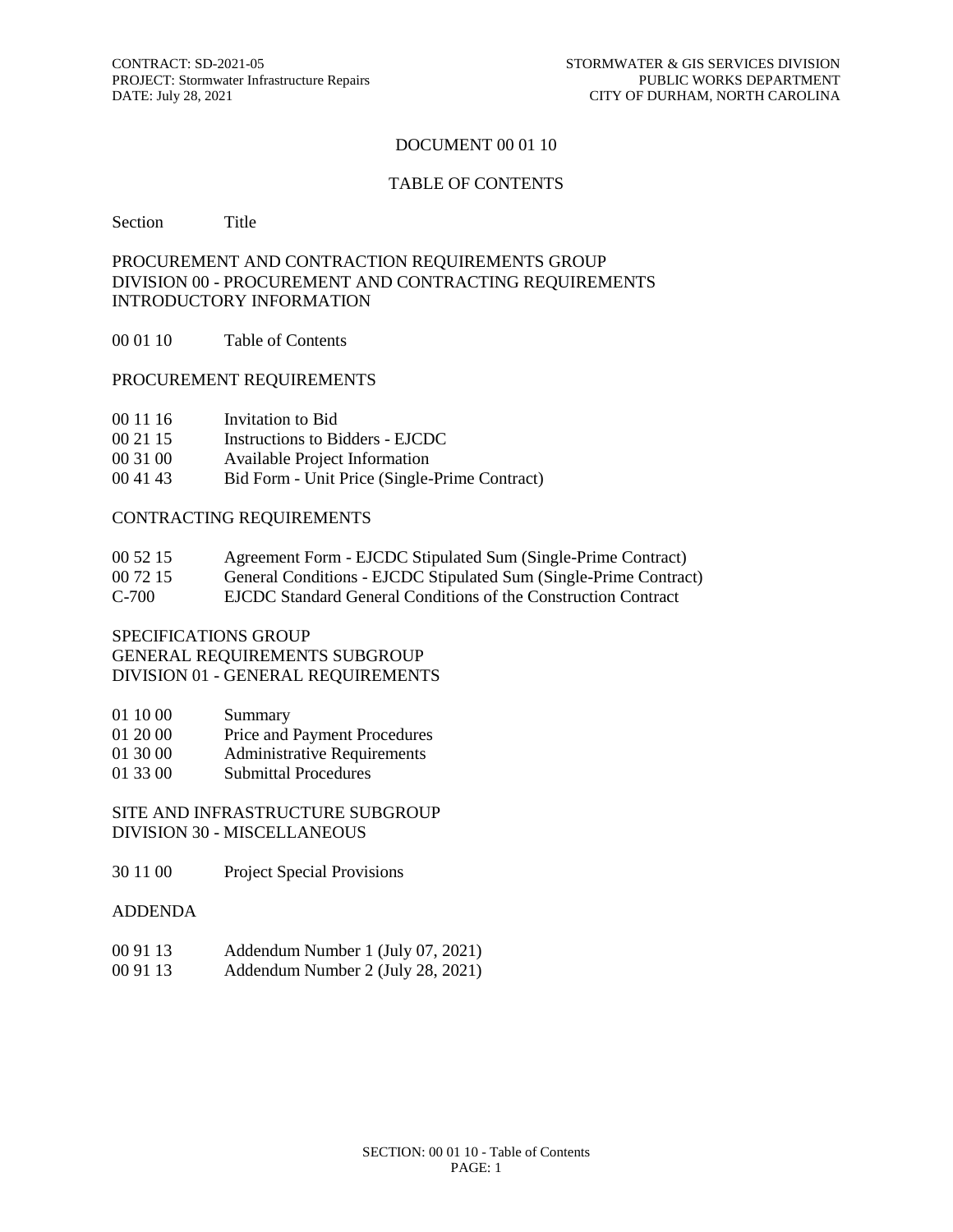# DOCUMENT 00 01 10

## TABLE OF CONTENTS

| Section | Title |
|---|---|

PROCUREMENT AND CONTRACTION REQUIREMENTS GROUP
DIVISION 00 - PROCUREMENT AND CONTRACTING REQUIREMENTS
INTRODUCTORY INFORMATION

| | |
|---|---|
| 00 01 10 | Table of Contents |

PROCUREMENT REQUIREMENTS

| | |
|---|---|
| 00 11 16 | Invitation to Bid |
| 00 21 15 | Instructions to Bidders - EJCDC |
| 00 31 00 | Available Project Information |
| 00 41 43 | Bid Form - Unit Price (Single-Prime Contract) |

CONTRACTING REQUIREMENTS

| | |
|---|---|
| 00 52 15 | Agreement Form - EJCDC Stipulated Sum (Single-Prime Contract) |
| 00 72 15 | General Conditions - EJCDC Stipulated Sum (Single-Prime Contract) |
| C-700 | EJCDC Standard General Conditions of the Construction Contract |

SPECIFICATIONS GROUP
GENERAL REQUIREMENTS SUBGROUP
DIVISION 01 - GENERAL REQUIREMENTS

| | |
|---|---|
| 01 10 00 | Summary |
| 01 20 00 | Price and Payment Procedures |
| 01 30 00 | Administrative Requirements |
| 01 33 00 | Submittal Procedures |

SITE AND INFRASTRUCTURE SUBGROUP
DIVISION 30 - MISCELLANEOUS

| | |
|---|---|
| 30 11 00 | Project Special Provisions |

ADDENDA

| | |
|---|---|
| 00 91 13 | Addendum Number 1 (July 07, 2021) |
| 00 91 13 | Addendum Number 2 (July 28, 2021) |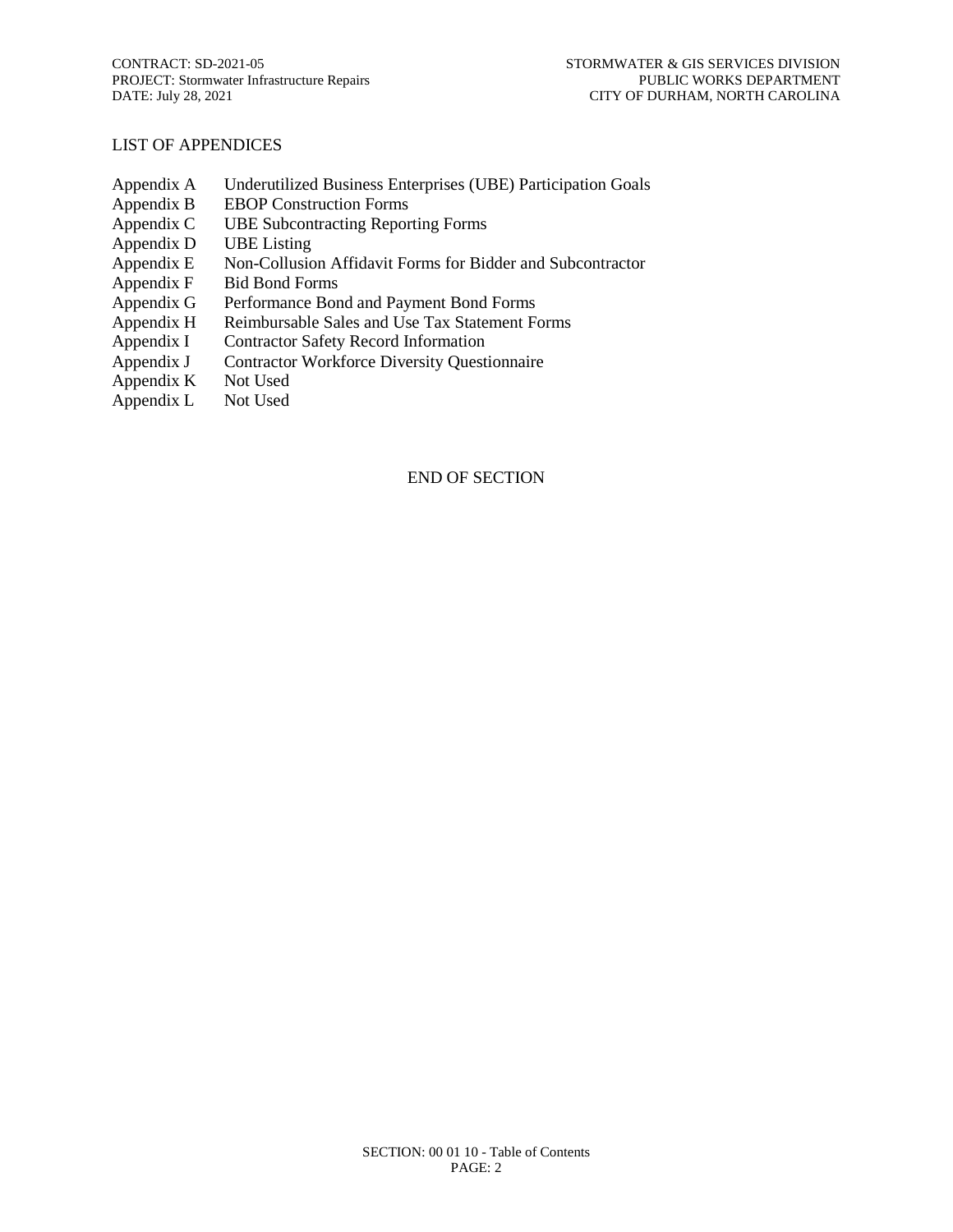## LIST OF APPENDICES

| | |
|---|---|
| Appendix A | Underutilized Business Enterprises (UBE) Participation Goals |
| Appendix B | EBOP Construction Forms |
| Appendix C | UBE Subcontracting Reporting Forms |
| Appendix D | UBE Listing |
| Appendix E | Non-Collusion Affidavit Forms for Bidder and Subcontractor |
| Appendix F | Bid Bond Forms |
| Appendix G | Performance Bond and Payment Bond Forms |
| Appendix H | Reimbursable Sales and Use Tax Statement Forms |
| Appendix I | Contractor Safety Record Information |
| Appendix J | Contractor Workforce Diversity Questionnaire |
| Appendix K | Not Used |
| Appendix L | Not Used |

END OF SECTION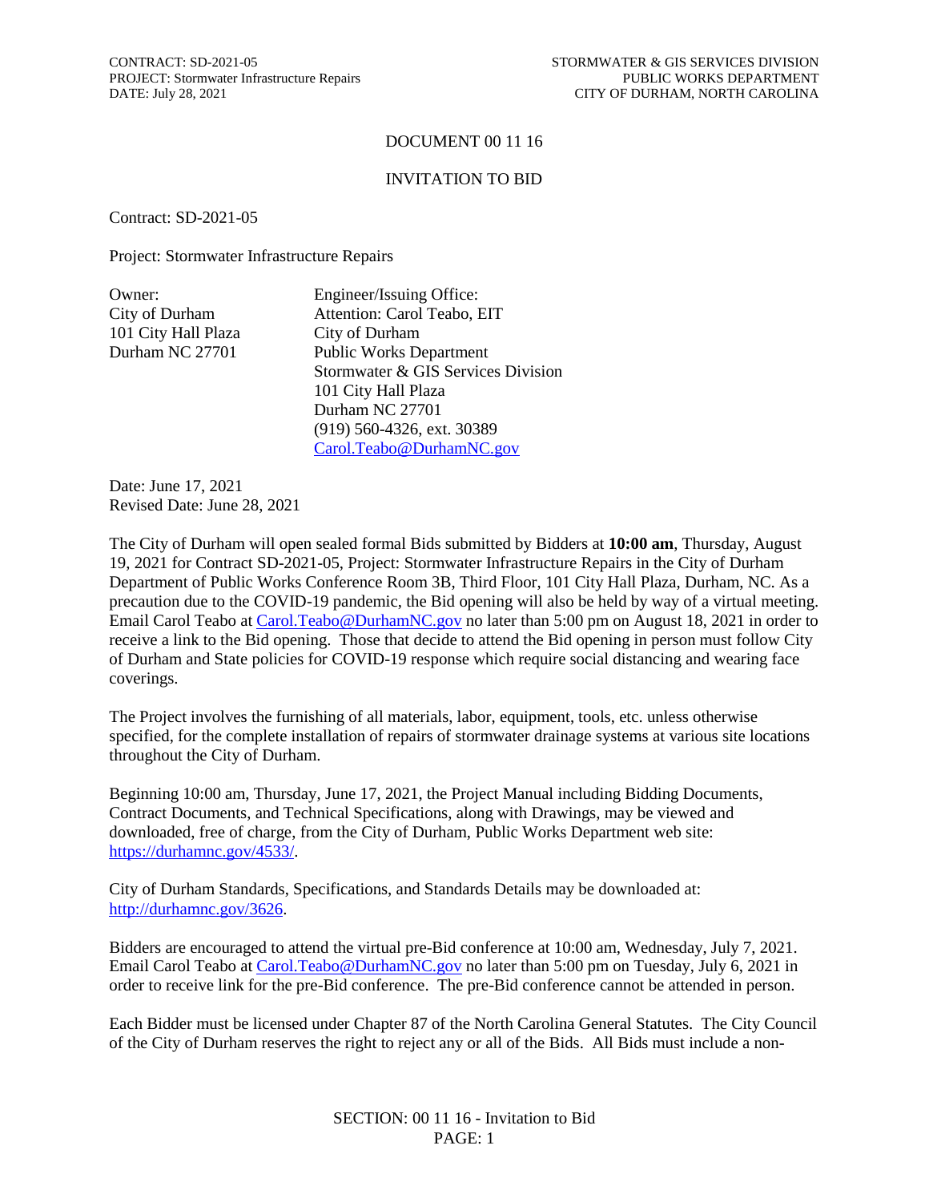# DOCUMENT 00 11 16

## INVITATION TO BID

Contract: SD-2021-05

Project: Stormwater Infrastructure Repairs

| Owner: | Engineer/Issuing Office: |
|---|---|
| City of Durham | Attention: Carol Teabo, EIT |
| 101 City Hall Plaza | City of Durham |
| Durham NC 27701 | Public Works Department |
| | Stormwater & GIS Services Division |
| | 101 City Hall Plaza |
| | Durham NC 27701 |
| | (919) 560-4326, ext. 30389 |
| | Carol.Teabo@DurhamNC.gov |

Date: June 17, 2021
Revised Date: June 28, 2021

The City of Durham will open sealed formal Bids submitted by Bidders at **10:00 am**, Thursday, August 19, 2021 for Contract SD-2021-05, Project: Stormwater Infrastructure Repairs in the City of Durham Department of Public Works Conference Room 3B, Third Floor, 101 City Hall Plaza, Durham, NC. As a precaution due to the COVID-19 pandemic, the Bid opening will also be held by way of a virtual meeting. Email Carol Teabo at Carol.Teabo@DurhamNC.gov no later than 5:00 pm on August 18, 2021 in order to receive a link to the Bid opening. Those that decide to attend the Bid opening in person must follow City of Durham and State policies for COVID-19 response which require social distancing and wearing face coverings.

The Project involves the furnishing of all materials, labor, equipment, tools, etc. unless otherwise specified, for the complete installation of repairs of stormwater drainage systems at various site locations throughout the City of Durham.

Beginning 10:00 am, Thursday, June 17, 2021, the Project Manual including Bidding Documents, Contract Documents, and Technical Specifications, along with Drawings, may be viewed and downloaded, free of charge, from the City of Durham, Public Works Department web site: https://durhamnc.gov/4533/.

City of Durham Standards, Specifications, and Standards Details may be downloaded at: http://durhamnc.gov/3626.

Bidders are encouraged to attend the virtual pre-Bid conference at 10:00 am, Wednesday, July 7, 2021. Email Carol Teabo at Carol.Teabo@DurhamNC.gov no later than 5:00 pm on Tuesday, July 6, 2021 in order to receive link for the pre-Bid conference. The pre-Bid conference cannot be attended in person.

Each Bidder must be licensed under Chapter 87 of the North Carolina General Statutes. The City Council of the City of Durham reserves the right to reject any or all of the Bids. All Bids must include a non-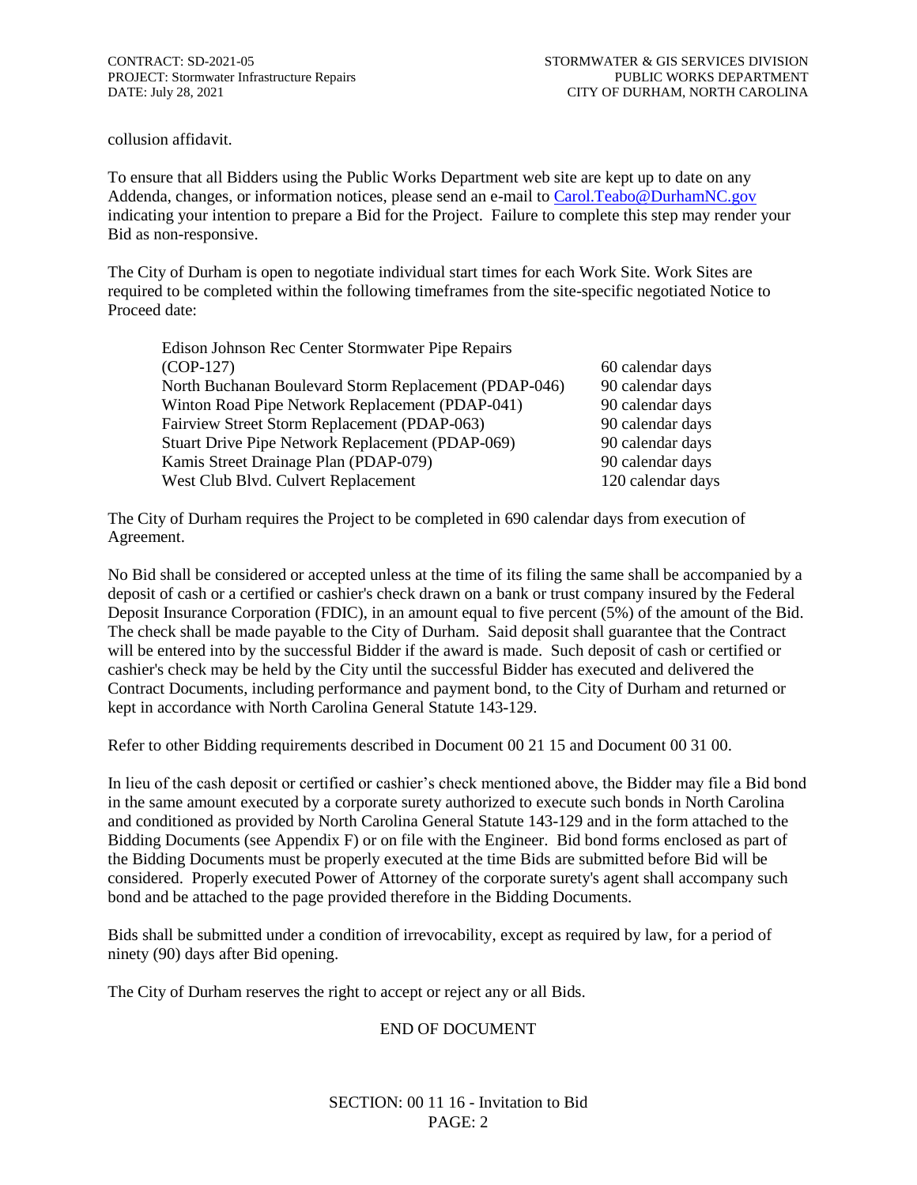collusion affidavit.

To ensure that all Bidders using the Public Works Department web site are kept up to date on any Addenda, changes, or information notices, please send an e-mail to Carol.Teabo@DurhamNC.gov indicating your intention to prepare a Bid for the Project. Failure to complete this step may render your Bid as non-responsive.

The City of Durham is open to negotiate individual start times for each Work Site. Work Sites are required to be completed within the following timeframes from the site-specific negotiated Notice to Proceed date:

| | |
|---|---|
| Edison Johnson Rec Center Stormwater Pipe Repairs (COP-127) | 60 calendar days |
| North Buchanan Boulevard Storm Replacement (PDAP-046) | 90 calendar days |
| Winton Road Pipe Network Replacement (PDAP-041) | 90 calendar days |
| Fairview Street Storm Replacement (PDAP-063) | 90 calendar days |
| Stuart Drive Pipe Network Replacement (PDAP-069) | 90 calendar days |
| Kamis Street Drainage Plan (PDAP-079) | 90 calendar days |
| West Club Blvd. Culvert Replacement | 120 calendar days |

The City of Durham requires the Project to be completed in 690 calendar days from execution of Agreement.

No Bid shall be considered or accepted unless at the time of its filing the same shall be accompanied by a deposit of cash or a certified or cashier's check drawn on a bank or trust company insured by the Federal Deposit Insurance Corporation (FDIC), in an amount equal to five percent (5%) of the amount of the Bid. The check shall be made payable to the City of Durham. Said deposit shall guarantee that the Contract will be entered into by the successful Bidder if the award is made. Such deposit of cash or certified or cashier's check may be held by the City until the successful Bidder has executed and delivered the Contract Documents, including performance and payment bond, to the City of Durham and returned or kept in accordance with North Carolina General Statute 143-129.

Refer to other Bidding requirements described in Document 00 21 15 and Document 00 31 00.

In lieu of the cash deposit or certified or cashier's check mentioned above, the Bidder may file a Bid bond in the same amount executed by a corporate surety authorized to execute such bonds in North Carolina and conditioned as provided by North Carolina General Statute 143-129 and in the form attached to the Bidding Documents (see Appendix F) or on file with the Engineer. Bid bond forms enclosed as part of the Bidding Documents must be properly executed at the time Bids are submitted before Bid will be considered. Properly executed Power of Attorney of the corporate surety's agent shall accompany such bond and be attached to the page provided therefore in the Bidding Documents.

Bids shall be submitted under a condition of irrevocability, except as required by law, for a period of ninety (90) days after Bid opening.

The City of Durham reserves the right to accept or reject any or all Bids.

END OF DOCUMENT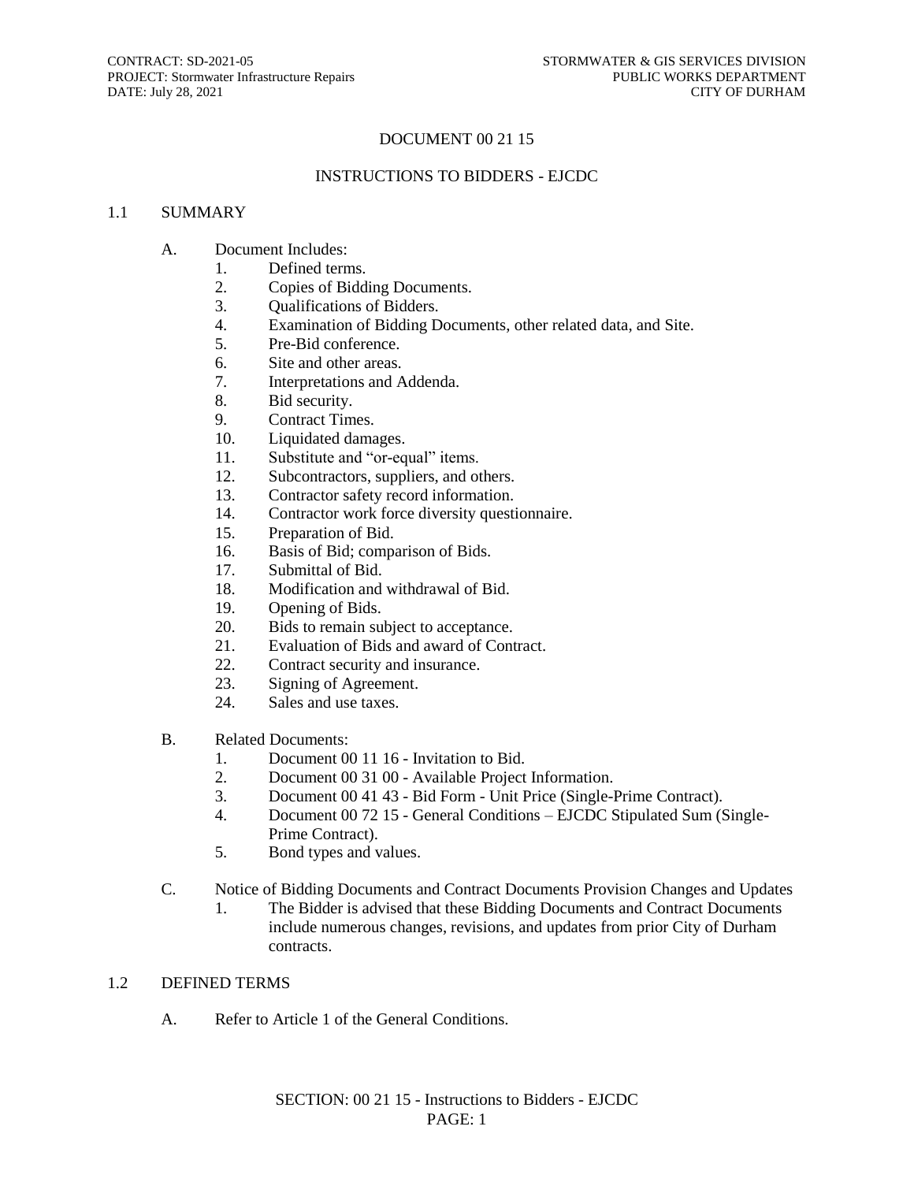# DOCUMENT 00 21 15

## INSTRUCTIONS TO BIDDERS - EJCDC

### 1.1 SUMMARY

A. Document Includes:
1. Defined terms.
2. Copies of Bidding Documents.
3. Qualifications of Bidders.
4. Examination of Bidding Documents, other related data, and Site.
5. Pre-Bid conference.
6. Site and other areas.
7. Interpretations and Addenda.
8. Bid security.
9. Contract Times.
10. Liquidated damages.
11. Substitute and "or-equal" items.
12. Subcontractors, suppliers, and others.
13. Contractor safety record information.
14. Contractor work force diversity questionnaire.
15. Preparation of Bid.
16. Basis of Bid; comparison of Bids.
17. Submittal of Bid.
18. Modification and withdrawal of Bid.
19. Opening of Bids.
20. Bids to remain subject to acceptance.
21. Evaluation of Bids and award of Contract.
22. Contract security and insurance.
23. Signing of Agreement.
24. Sales and use taxes.

B. Related Documents:
1. Document 00 11 16 - Invitation to Bid.
2. Document 00 31 00 - Available Project Information.
3. Document 00 41 43 - Bid Form - Unit Price (Single-Prime Contract).
4. Document 00 72 15 - General Conditions – EJCDC Stipulated Sum (Single-Prime Contract).
5. Bond types and values.

C. Notice of Bidding Documents and Contract Documents Provision Changes and Updates
1. The Bidder is advised that these Bidding Documents and Contract Documents include numerous changes, revisions, and updates from prior City of Durham contracts.

### 1.2 DEFINED TERMS

A. Refer to Article 1 of the General Conditions.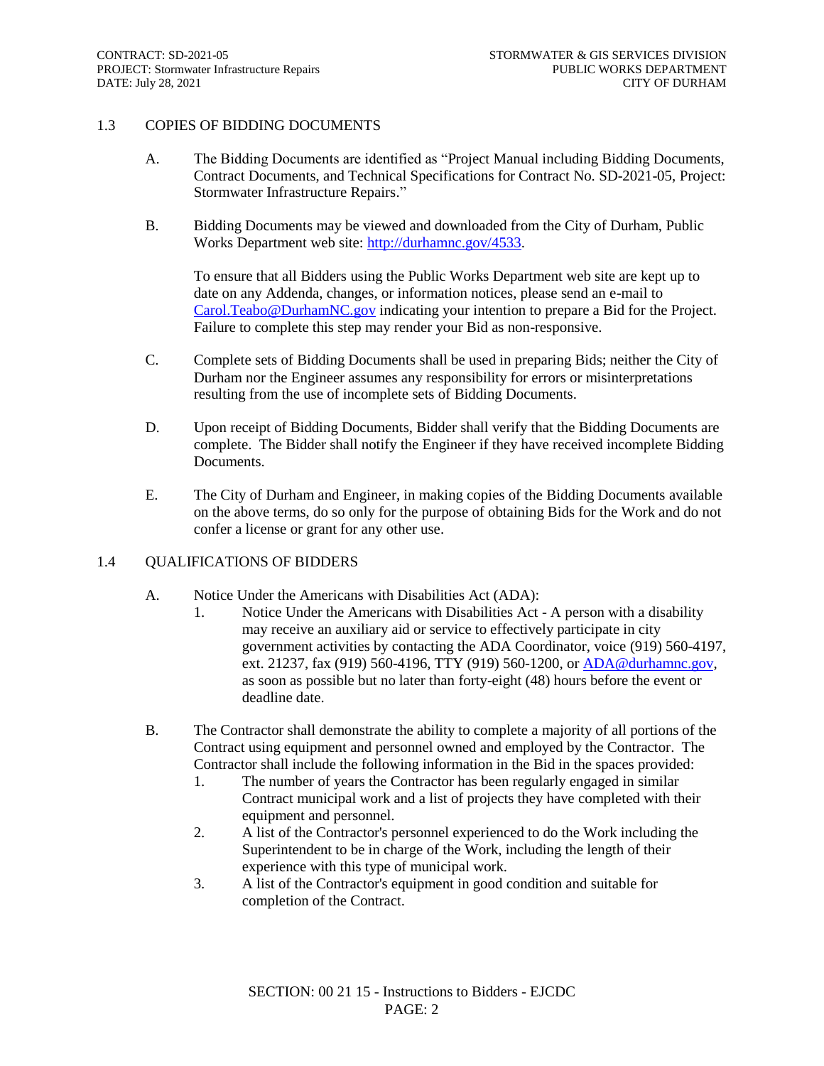## 1.3 COPIES OF BIDDING DOCUMENTS

A. The Bidding Documents are identified as "Project Manual including Bidding Documents, Contract Documents, and Technical Specifications for Contract No. SD-2021-05, Project: Stormwater Infrastructure Repairs."

B. Bidding Documents may be viewed and downloaded from the City of Durham, Public Works Department web site: http://durhamnc.gov/4533.

To ensure that all Bidders using the Public Works Department web site are kept up to date on any Addenda, changes, or information notices, please send an e-mail to Carol.Teabo@DurhamNC.gov indicating your intention to prepare a Bid for the Project. Failure to complete this step may render your Bid as non-responsive.

C. Complete sets of Bidding Documents shall be used in preparing Bids; neither the City of Durham nor the Engineer assumes any responsibility for errors or misinterpretations resulting from the use of incomplete sets of Bidding Documents.

D. Upon receipt of Bidding Documents, Bidder shall verify that the Bidding Documents are complete. The Bidder shall notify the Engineer if they have received incomplete Bidding Documents.

E. The City of Durham and Engineer, in making copies of the Bidding Documents available on the above terms, do so only for the purpose of obtaining Bids for the Work and do not confer a license or grant for any other use.

## 1.4 QUALIFICATIONS OF BIDDERS

A. Notice Under the Americans with Disabilities Act (ADA):

1. Notice Under the Americans with Disabilities Act - A person with a disability may receive an auxiliary aid or service to effectively participate in city government activities by contacting the ADA Coordinator, voice (919) 560-4197, ext. 21237, fax (919) 560-4196, TTY (919) 560-1200, or ADA@durhamnc.gov, as soon as possible but no later than forty-eight (48) hours before the event or deadline date.

B. The Contractor shall demonstrate the ability to complete a majority of all portions of the Contract using equipment and personnel owned and employed by the Contractor. The Contractor shall include the following information in the Bid in the spaces provided:

1. The number of years the Contractor has been regularly engaged in similar Contract municipal work and a list of projects they have completed with their equipment and personnel.
2. A list of the Contractor's personnel experienced to do the Work including the Superintendent to be in charge of the Work, including the length of their experience with this type of municipal work.
3. A list of the Contractor's equipment in good condition and suitable for completion of the Contract.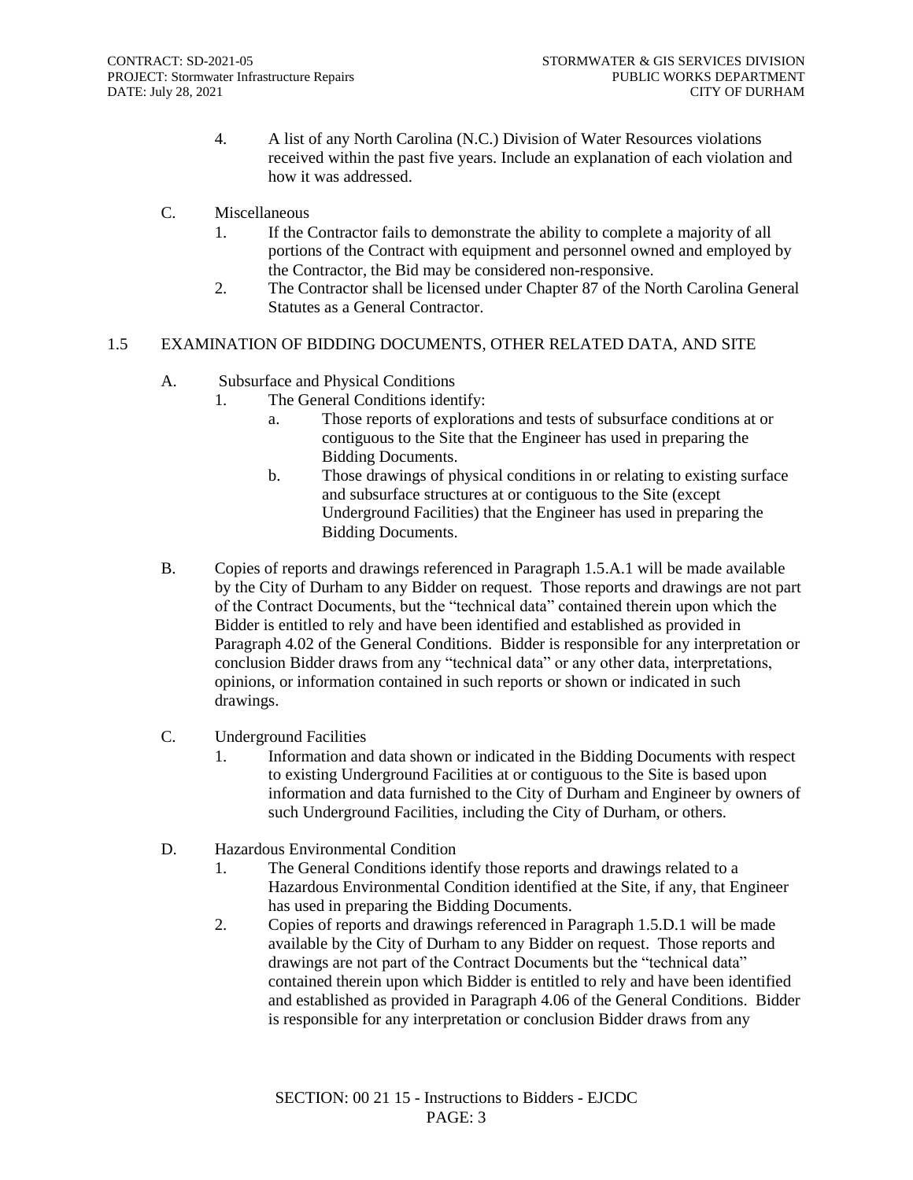4. A list of any North Carolina (N.C.) Division of Water Resources violations received within the past five years. Include an explanation of each violation and how it was addressed.

C. Miscellaneous

1. If the Contractor fails to demonstrate the ability to complete a majority of all portions of the Contract with equipment and personnel owned and employed by the Contractor, the Bid may be considered non-responsive.
2. The Contractor shall be licensed under Chapter 87 of the North Carolina General Statutes as a General Contractor.

## 1.5 EXAMINATION OF BIDDING DOCUMENTS, OTHER RELATED DATA, AND SITE

A. Subsurface and Physical Conditions

1. The General Conditions identify:
   a. Those reports of explorations and tests of subsurface conditions at or contiguous to the Site that the Engineer has used in preparing the Bidding Documents.
   b. Those drawings of physical conditions in or relating to existing surface and subsurface structures at or contiguous to the Site (except Underground Facilities) that the Engineer has used in preparing the Bidding Documents.

B. Copies of reports and drawings referenced in Paragraph 1.5.A.1 will be made available by the City of Durham to any Bidder on request. Those reports and drawings are not part of the Contract Documents, but the "technical data" contained therein upon which the Bidder is entitled to rely and have been identified and established as provided in Paragraph 4.02 of the General Conditions. Bidder is responsible for any interpretation or conclusion Bidder draws from any "technical data" or any other data, interpretations, opinions, or information contained in such reports or shown or indicated in such drawings.

C. Underground Facilities

1. Information and data shown or indicated in the Bidding Documents with respect to existing Underground Facilities at or contiguous to the Site is based upon information and data furnished to the City of Durham and Engineer by owners of such Underground Facilities, including the City of Durham, or others.

D. Hazardous Environmental Condition

1. The General Conditions identify those reports and drawings related to a Hazardous Environmental Condition identified at the Site, if any, that Engineer has used in preparing the Bidding Documents.
2. Copies of reports and drawings referenced in Paragraph 1.5.D.1 will be made available by the City of Durham to any Bidder on request. Those reports and drawings are not part of the Contract Documents but the "technical data" contained therein upon which Bidder is entitled to rely and have been identified and established as provided in Paragraph 4.06 of the General Conditions. Bidder is responsible for any interpretation or conclusion Bidder draws from any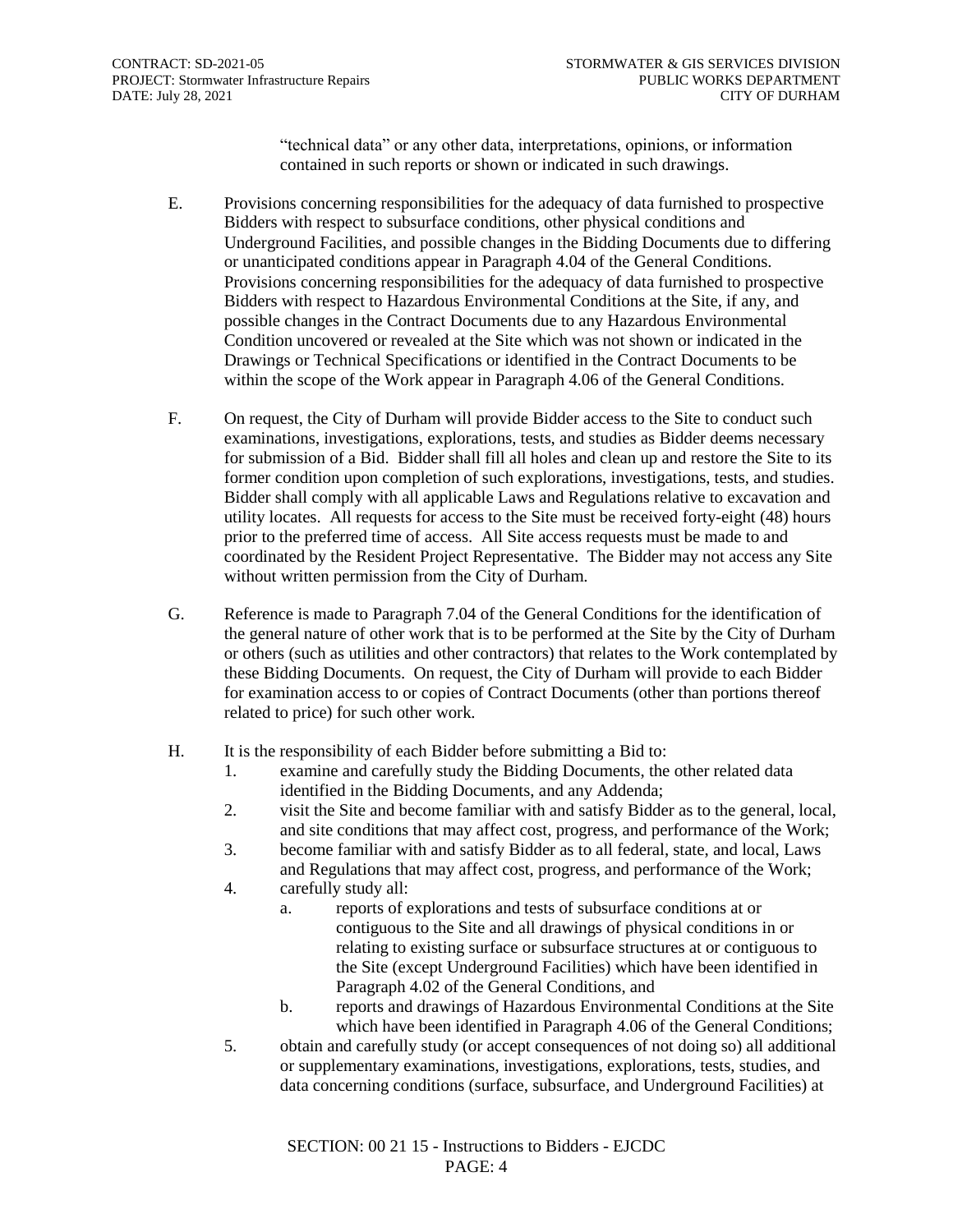"technical data" or any other data, interpretations, opinions, or information contained in such reports or shown or indicated in such drawings.

E. Provisions concerning responsibilities for the adequacy of data furnished to prospective Bidders with respect to subsurface conditions, other physical conditions and Underground Facilities, and possible changes in the Bidding Documents due to differing or unanticipated conditions appear in Paragraph 4.04 of the General Conditions. Provisions concerning responsibilities for the adequacy of data furnished to prospective Bidders with respect to Hazardous Environmental Conditions at the Site, if any, and possible changes in the Contract Documents due to any Hazardous Environmental Condition uncovered or revealed at the Site which was not shown or indicated in the Drawings or Technical Specifications or identified in the Contract Documents to be within the scope of the Work appear in Paragraph 4.06 of the General Conditions.

F. On request, the City of Durham will provide Bidder access to the Site to conduct such examinations, investigations, explorations, tests, and studies as Bidder deems necessary for submission of a Bid. Bidder shall fill all holes and clean up and restore the Site to its former condition upon completion of such explorations, investigations, tests, and studies. Bidder shall comply with all applicable Laws and Regulations relative to excavation and utility locates. All requests for access to the Site must be received forty-eight (48) hours prior to the preferred time of access. All Site access requests must be made to and coordinated by the Resident Project Representative. The Bidder may not access any Site without written permission from the City of Durham.

G. Reference is made to Paragraph 7.04 of the General Conditions for the identification of the general nature of other work that is to be performed at the Site by the City of Durham or others (such as utilities and other contractors) that relates to the Work contemplated by these Bidding Documents. On request, the City of Durham will provide to each Bidder for examination access to or copies of Contract Documents (other than portions thereof related to price) for such other work.

H. It is the responsibility of each Bidder before submitting a Bid to:
   1. examine and carefully study the Bidding Documents, the other related data identified in the Bidding Documents, and any Addenda;
   2. visit the Site and become familiar with and satisfy Bidder as to the general, local, and site conditions that may affect cost, progress, and performance of the Work;
   3. become familiar with and satisfy Bidder as to all federal, state, and local, Laws and Regulations that may affect cost, progress, and performance of the Work;
   4. carefully study all:
      a. reports of explorations and tests of subsurface conditions at or contiguous to the Site and all drawings of physical conditions in or relating to existing surface or subsurface structures at or contiguous to the Site (except Underground Facilities) which have been identified in Paragraph 4.02 of the General Conditions, and
      b. reports and drawings of Hazardous Environmental Conditions at the Site which have been identified in Paragraph 4.06 of the General Conditions;
   5. obtain and carefully study (or accept consequences of not doing so) all additional or supplementary examinations, investigations, explorations, tests, studies, and data concerning conditions (surface, subsurface, and Underground Facilities) at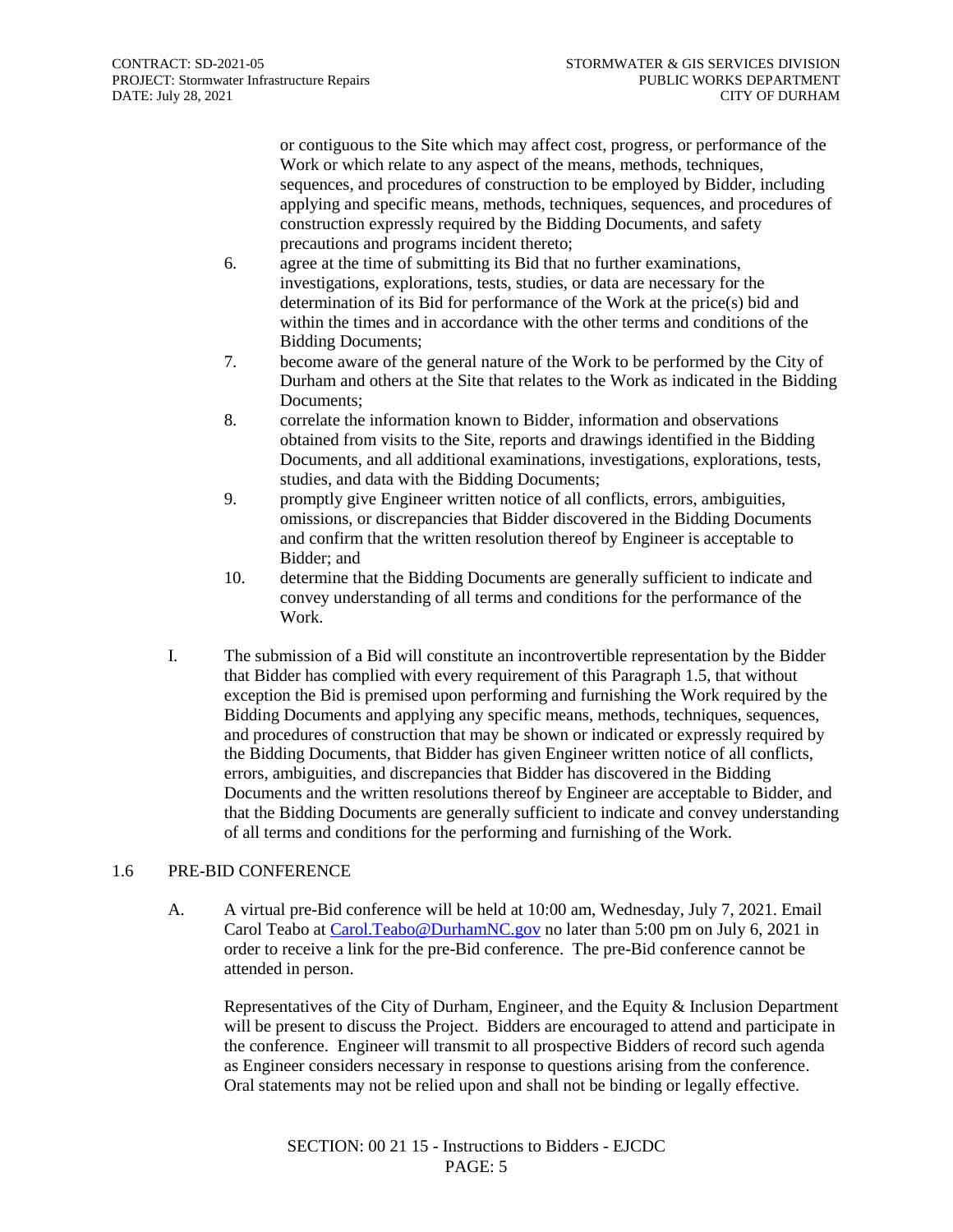or contiguous to the Site which may affect cost, progress, or performance of the Work or which relate to any aspect of the means, methods, techniques, sequences, and procedures of construction to be employed by Bidder, including applying and specific means, methods, techniques, sequences, and procedures of construction expressly required by the Bidding Documents, and safety precautions and programs incident thereto;

6. agree at the time of submitting its Bid that no further examinations, investigations, explorations, tests, studies, or data are necessary for the determination of its Bid for performance of the Work at the price(s) bid and within the times and in accordance with the other terms and conditions of the Bidding Documents;
7. become aware of the general nature of the Work to be performed by the City of Durham and others at the Site that relates to the Work as indicated in the Bidding Documents;
8. correlate the information known to Bidder, information and observations obtained from visits to the Site, reports and drawings identified in the Bidding Documents, and all additional examinations, investigations, explorations, tests, studies, and data with the Bidding Documents;
9. promptly give Engineer written notice of all conflicts, errors, ambiguities, omissions, or discrepancies that Bidder discovered in the Bidding Documents and confirm that the written resolution thereof by Engineer is acceptable to Bidder; and
10. determine that the Bidding Documents are generally sufficient to indicate and convey understanding of all terms and conditions for the performance of the Work.

I. The submission of a Bid will constitute an incontrovertible representation by the Bidder that Bidder has complied with every requirement of this Paragraph 1.5, that without exception the Bid is premised upon performing and furnishing the Work required by the Bidding Documents and applying any specific means, methods, techniques, sequences, and procedures of construction that may be shown or indicated or expressly required by the Bidding Documents, that Bidder has given Engineer written notice of all conflicts, errors, ambiguities, and discrepancies that Bidder has discovered in the Bidding Documents and the written resolutions thereof by Engineer are acceptable to Bidder, and that the Bidding Documents are generally sufficient to indicate and convey understanding of all terms and conditions for the performing and furnishing of the Work.

## 1.6 PRE-BID CONFERENCE

A. A virtual pre-Bid conference will be held at 10:00 am, Wednesday, July 7, 2021. Email Carol Teabo at Carol.Teabo@DurhamNC.gov no later than 5:00 pm on July 6, 2021 in order to receive a link for the pre-Bid conference. The pre-Bid conference cannot be attended in person.

Representatives of the City of Durham, Engineer, and the Equity & Inclusion Department will be present to discuss the Project. Bidders are encouraged to attend and participate in the conference. Engineer will transmit to all prospective Bidders of record such agenda as Engineer considers necessary in response to questions arising from the conference. Oral statements may not be relied upon and shall not be binding or legally effective.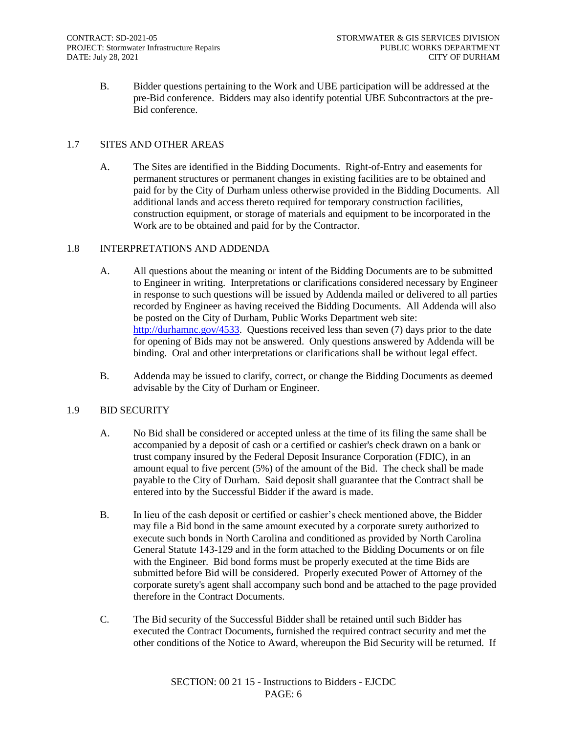B. Bidder questions pertaining to the Work and UBE participation will be addressed at the pre-Bid conference. Bidders may also identify potential UBE Subcontractors at the pre-Bid conference.

## 1.7 SITES AND OTHER AREAS

A. The Sites are identified in the Bidding Documents. Right-of-Entry and easements for permanent structures or permanent changes in existing facilities are to be obtained and paid for by the City of Durham unless otherwise provided in the Bidding Documents. All additional lands and access thereto required for temporary construction facilities, construction equipment, or storage of materials and equipment to be incorporated in the Work are to be obtained and paid for by the Contractor.

## 1.8 INTERPRETATIONS AND ADDENDA

A. All questions about the meaning or intent of the Bidding Documents are to be submitted to Engineer in writing. Interpretations or clarifications considered necessary by Engineer in response to such questions will be issued by Addenda mailed or delivered to all parties recorded by Engineer as having received the Bidding Documents. All Addenda will also be posted on the City of Durham, Public Works Department web site: [http://durhamnc.gov/4533](http://durhamnc.gov/4533). Questions received less than seven (7) days prior to the date for opening of Bids may not be answered. Only questions answered by Addenda will be binding. Oral and other interpretations or clarifications shall be without legal effect.

B. Addenda may be issued to clarify, correct, or change the Bidding Documents as deemed advisable by the City of Durham or Engineer.

## 1.9 BID SECURITY

A. No Bid shall be considered or accepted unless at the time of its filing the same shall be accompanied by a deposit of cash or a certified or cashier's check drawn on a bank or trust company insured by the Federal Deposit Insurance Corporation (FDIC), in an amount equal to five percent (5%) of the amount of the Bid. The check shall be made payable to the City of Durham. Said deposit shall guarantee that the Contract shall be entered into by the Successful Bidder if the award is made.

B. In lieu of the cash deposit or certified or cashier's check mentioned above, the Bidder may file a Bid bond in the same amount executed by a corporate surety authorized to execute such bonds in North Carolina and conditioned as provided by North Carolina General Statute 143-129 and in the form attached to the Bidding Documents or on file with the Engineer. Bid bond forms must be properly executed at the time Bids are submitted before Bid will be considered. Properly executed Power of Attorney of the corporate surety's agent shall accompany such bond and be attached to the page provided therefore in the Contract Documents.

C. The Bid security of the Successful Bidder shall be retained until such Bidder has executed the Contract Documents, furnished the required contract security and met the other conditions of the Notice to Award, whereupon the Bid Security will be returned. If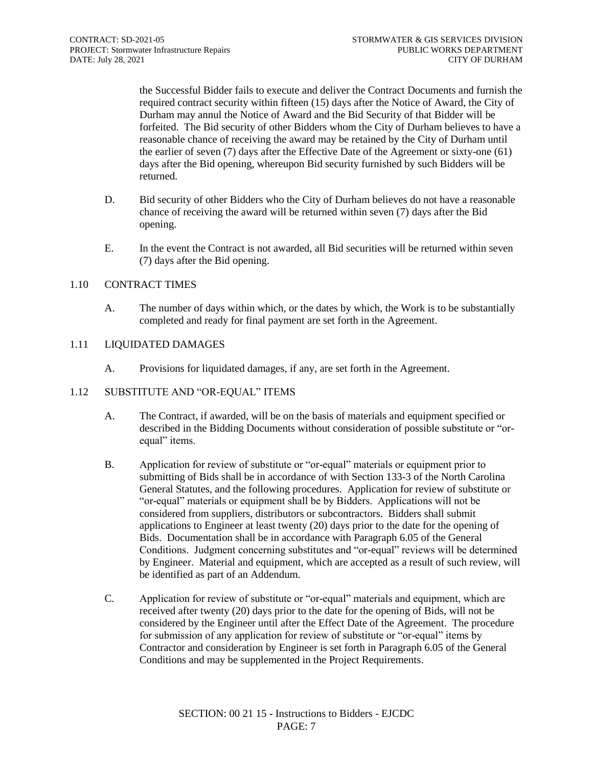the Successful Bidder fails to execute and deliver the Contract Documents and furnish the required contract security within fifteen (15) days after the Notice of Award, the City of Durham may annul the Notice of Award and the Bid Security of that Bidder will be forfeited. The Bid security of other Bidders whom the City of Durham believes to have a reasonable chance of receiving the award may be retained by the City of Durham until the earlier of seven (7) days after the Effective Date of the Agreement or sixty-one (61) days after the Bid opening, whereupon Bid security furnished by such Bidders will be returned.

D. Bid security of other Bidders who the City of Durham believes do not have a reasonable chance of receiving the award will be returned within seven (7) days after the Bid opening.

E. In the event the Contract is not awarded, all Bid securities will be returned within seven (7) days after the Bid opening.

## 1.10 CONTRACT TIMES

A. The number of days within which, or the dates by which, the Work is to be substantially completed and ready for final payment are set forth in the Agreement.

## 1.11 LIQUIDATED DAMAGES

A. Provisions for liquidated damages, if any, are set forth in the Agreement.

## 1.12 SUBSTITUTE AND "OR-EQUAL" ITEMS

A. The Contract, if awarded, will be on the basis of materials and equipment specified or described in the Bidding Documents without consideration of possible substitute or "or-equal" items.

B. Application for review of substitute or "or-equal" materials or equipment prior to submitting of Bids shall be in accordance of with Section 133-3 of the North Carolina General Statutes, and the following procedures. Application for review of substitute or "or-equal" materials or equipment shall be by Bidders. Applications will not be considered from suppliers, distributors or subcontractors. Bidders shall submit applications to Engineer at least twenty (20) days prior to the date for the opening of Bids. Documentation shall be in accordance with Paragraph 6.05 of the General Conditions. Judgment concerning substitutes and "or-equal" reviews will be determined by Engineer. Material and equipment, which are accepted as a result of such review, will be identified as part of an Addendum.

C. Application for review of substitute or "or-equal" materials and equipment, which are received after twenty (20) days prior to the date for the opening of Bids, will not be considered by the Engineer until after the Effect Date of the Agreement. The procedure for submission of any application for review of substitute or "or-equal" items by Contractor and consideration by Engineer is set forth in Paragraph 6.05 of the General Conditions and may be supplemented in the Project Requirements.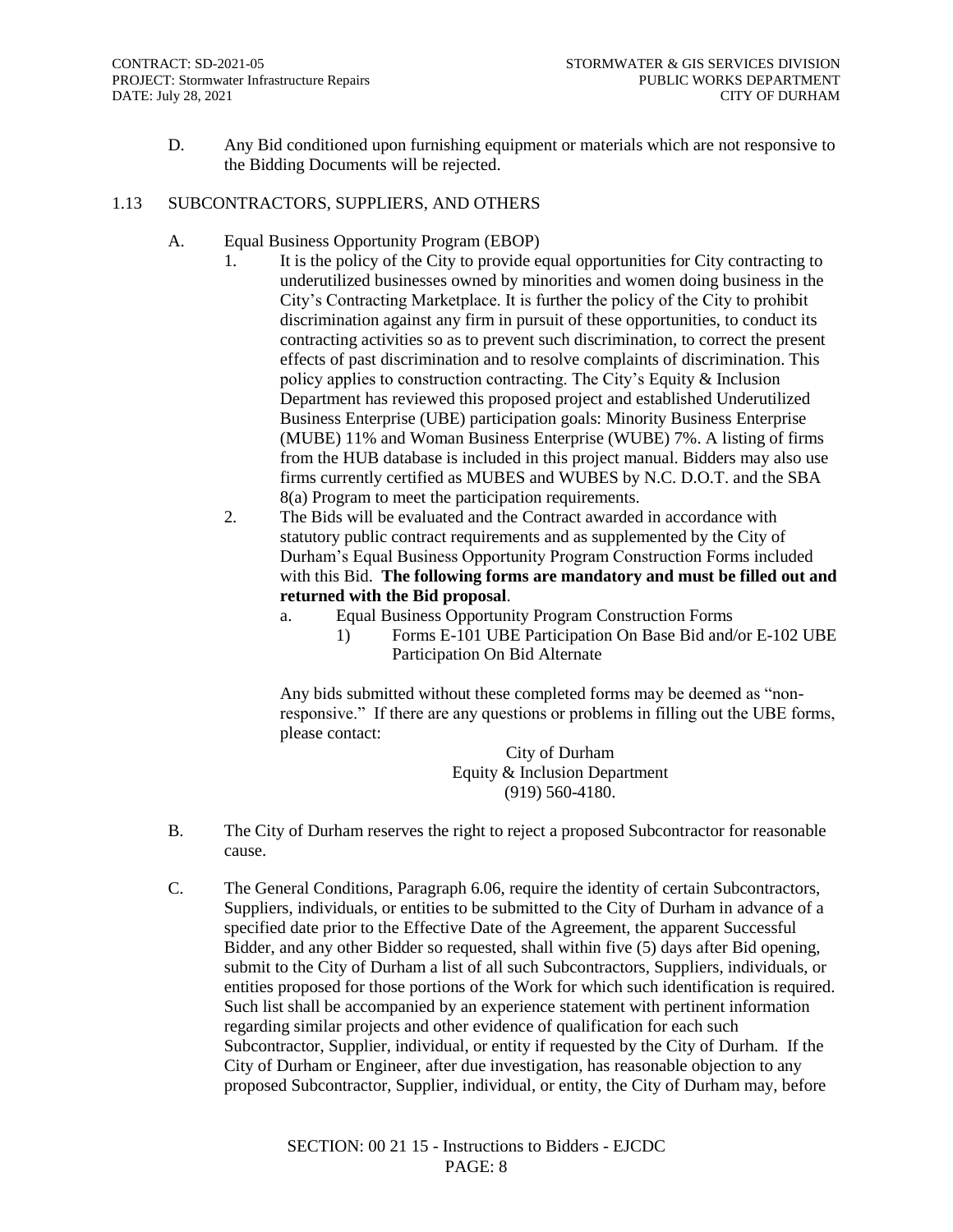D. Any Bid conditioned upon furnishing equipment or materials which are not responsive to the Bidding Documents will be rejected.

## 1.13 SUBCONTRACTORS, SUPPLIERS, AND OTHERS

A. Equal Business Opportunity Program (EBOP)

1. It is the policy of the City to provide equal opportunities for City contracting to underutilized businesses owned by minorities and women doing business in the City's Contracting Marketplace. It is further the policy of the City to prohibit discrimination against any firm in pursuit of these opportunities, to conduct its contracting activities so as to prevent such discrimination, to correct the present effects of past discrimination and to resolve complaints of discrimination. This policy applies to construction contracting. The City's Equity & Inclusion Department has reviewed this proposed project and established Underutilized Business Enterprise (UBE) participation goals: Minority Business Enterprise (MUBE) 11% and Woman Business Enterprise (WUBE) 7%. A listing of firms from the HUB database is included in this project manual. Bidders may also use firms currently certified as MUBES and WUBES by N.C. D.O.T. and the SBA 8(a) Program to meet the participation requirements.

2. The Bids will be evaluated and the Contract awarded in accordance with statutory public contract requirements and as supplemented by the City of Durham's Equal Business Opportunity Program Construction Forms included with this Bid. **The following forms are mandatory and must be filled out and returned with the Bid proposal**.

   a. Equal Business Opportunity Program Construction Forms

      1) Forms E-101 UBE Participation On Base Bid and/or E-102 UBE Participation On Bid Alternate

   Any bids submitted without these completed forms may be deemed as "non-responsive." If there are any questions or problems in filling out the UBE forms, please contact:

   City of Durham
   Equity & Inclusion Department
   (919) 560-4180.

B. The City of Durham reserves the right to reject a proposed Subcontractor for reasonable cause.

C. The General Conditions, Paragraph 6.06, require the identity of certain Subcontractors, Suppliers, individuals, or entities to be submitted to the City of Durham in advance of a specified date prior to the Effective Date of the Agreement, the apparent Successful Bidder, and any other Bidder so requested, shall within five (5) days after Bid opening, submit to the City of Durham a list of all such Subcontractors, Suppliers, individuals, or entities proposed for those portions of the Work for which such identification is required. Such list shall be accompanied by an experience statement with pertinent information regarding similar projects and other evidence of qualification for each such Subcontractor, Supplier, individual, or entity if requested by the City of Durham. If the City of Durham or Engineer, after due investigation, has reasonable objection to any proposed Subcontractor, Supplier, individual, or entity, the City of Durham may, before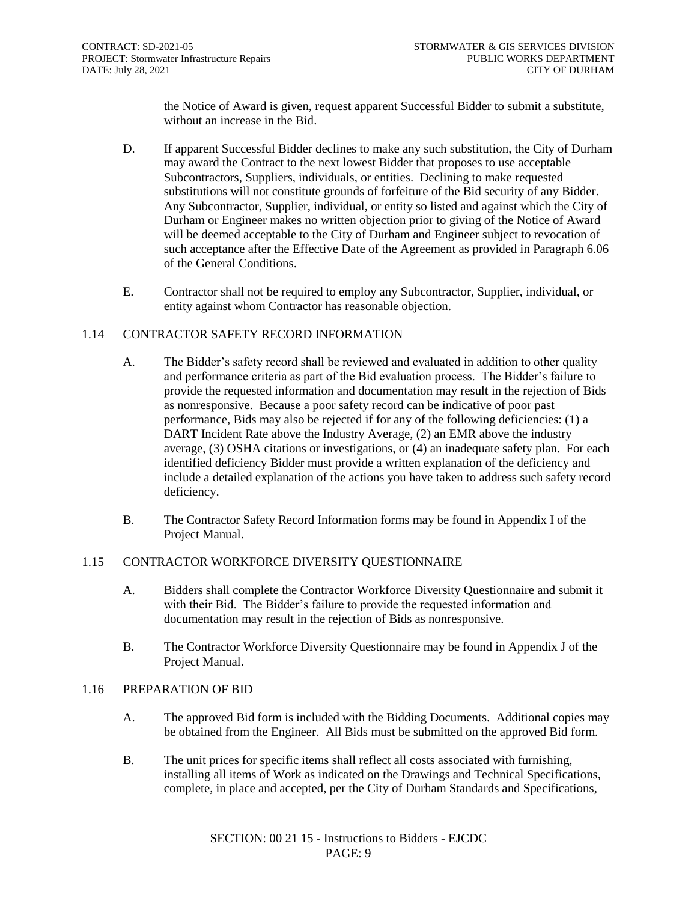the Notice of Award is given, request apparent Successful Bidder to submit a substitute, without an increase in the Bid.

D. If apparent Successful Bidder declines to make any such substitution, the City of Durham may award the Contract to the next lowest Bidder that proposes to use acceptable Subcontractors, Suppliers, individuals, or entities. Declining to make requested substitutions will not constitute grounds of forfeiture of the Bid security of any Bidder. Any Subcontractor, Supplier, individual, or entity so listed and against which the City of Durham or Engineer makes no written objection prior to giving of the Notice of Award will be deemed acceptable to the City of Durham and Engineer subject to revocation of such acceptance after the Effective Date of the Agreement as provided in Paragraph 6.06 of the General Conditions.

E. Contractor shall not be required to employ any Subcontractor, Supplier, individual, or entity against whom Contractor has reasonable objection.

## 1.14 CONTRACTOR SAFETY RECORD INFORMATION

A. The Bidder's safety record shall be reviewed and evaluated in addition to other quality and performance criteria as part of the Bid evaluation process. The Bidder's failure to provide the requested information and documentation may result in the rejection of Bids as nonresponsive. Because a poor safety record can be indicative of poor past performance, Bids may also be rejected if for any of the following deficiencies: (1) a DART Incident Rate above the Industry Average, (2) an EMR above the industry average, (3) OSHA citations or investigations, or (4) an inadequate safety plan. For each identified deficiency Bidder must provide a written explanation of the deficiency and include a detailed explanation of the actions you have taken to address such safety record deficiency.

B. The Contractor Safety Record Information forms may be found in Appendix I of the Project Manual.

## 1.15 CONTRACTOR WORKFORCE DIVERSITY QUESTIONNAIRE

A. Bidders shall complete the Contractor Workforce Diversity Questionnaire and submit it with their Bid. The Bidder's failure to provide the requested information and documentation may result in the rejection of Bids as nonresponsive.

B. The Contractor Workforce Diversity Questionnaire may be found in Appendix J of the Project Manual.

## 1.16 PREPARATION OF BID

A. The approved Bid form is included with the Bidding Documents. Additional copies may be obtained from the Engineer. All Bids must be submitted on the approved Bid form.

B. The unit prices for specific items shall reflect all costs associated with furnishing, installing all items of Work as indicated on the Drawings and Technical Specifications, complete, in place and accepted, per the City of Durham Standards and Specifications,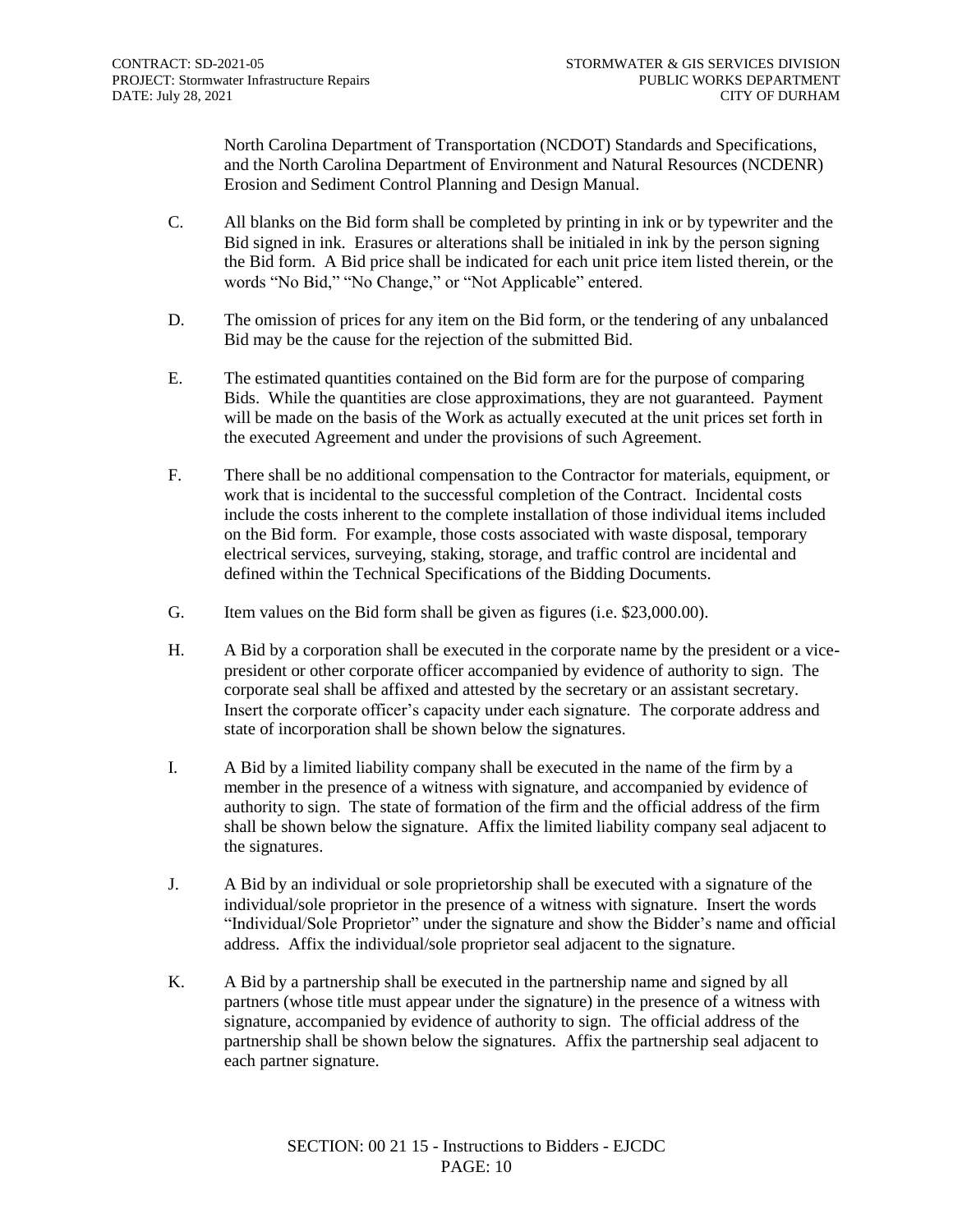North Carolina Department of Transportation (NCDOT) Standards and Specifications, and the North Carolina Department of Environment and Natural Resources (NCDENR) Erosion and Sediment Control Planning and Design Manual.

C. All blanks on the Bid form shall be completed by printing in ink or by typewriter and the Bid signed in ink. Erasures or alterations shall be initialed in ink by the person signing the Bid form. A Bid price shall be indicated for each unit price item listed therein, or the words "No Bid," "No Change," or "Not Applicable" entered.

D. The omission of prices for any item on the Bid form, or the tendering of any unbalanced Bid may be the cause for the rejection of the submitted Bid.

E. The estimated quantities contained on the Bid form are for the purpose of comparing Bids. While the quantities are close approximations, they are not guaranteed. Payment will be made on the basis of the Work as actually executed at the unit prices set forth in the executed Agreement and under the provisions of such Agreement.

F. There shall be no additional compensation to the Contractor for materials, equipment, or work that is incidental to the successful completion of the Contract. Incidental costs include the costs inherent to the complete installation of those individual items included on the Bid form. For example, those costs associated with waste disposal, temporary electrical services, surveying, staking, storage, and traffic control are incidental and defined within the Technical Specifications of the Bidding Documents.

G. Item values on the Bid form shall be given as figures (i.e. $23,000.00).

H. A Bid by a corporation shall be executed in the corporate name by the president or a vice-president or other corporate officer accompanied by evidence of authority to sign. The corporate seal shall be affixed and attested by the secretary or an assistant secretary. Insert the corporate officer's capacity under each signature. The corporate address and state of incorporation shall be shown below the signatures.

I. A Bid by a limited liability company shall be executed in the name of the firm by a member in the presence of a witness with signature, and accompanied by evidence of authority to sign. The state of formation of the firm and the official address of the firm shall be shown below the signature. Affix the limited liability company seal adjacent to the signatures.

J. A Bid by an individual or sole proprietorship shall be executed with a signature of the individual/sole proprietor in the presence of a witness with signature. Insert the words "Individual/Sole Proprietor" under the signature and show the Bidder's name and official address. Affix the individual/sole proprietor seal adjacent to the signature.

K. A Bid by a partnership shall be executed in the partnership name and signed by all partners (whose title must appear under the signature) in the presence of a witness with signature, accompanied by evidence of authority to sign. The official address of the partnership shall be shown below the signatures. Affix the partnership seal adjacent to each partner signature.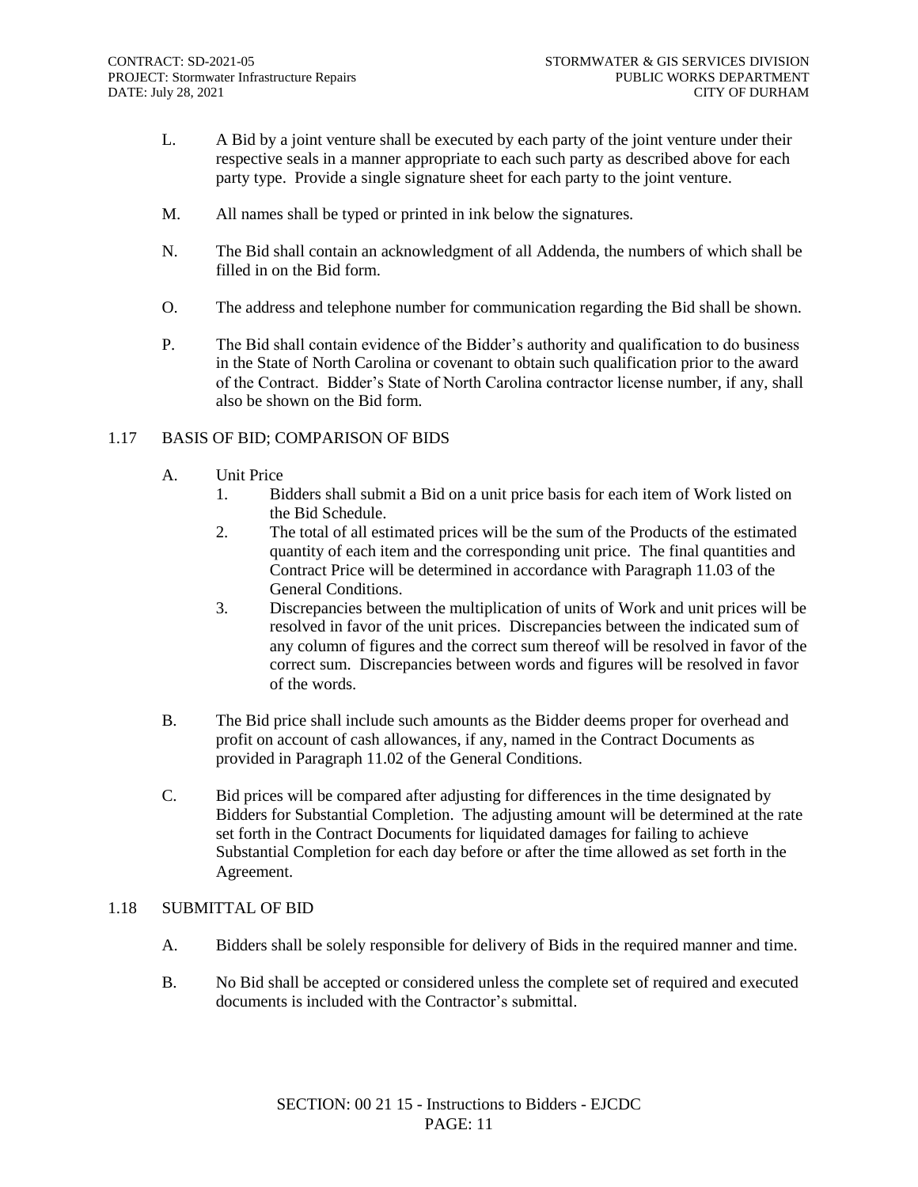L. A Bid by a joint venture shall be executed by each party of the joint venture under their respective seals in a manner appropriate to each such party as described above for each party type. Provide a single signature sheet for each party to the joint venture.

M. All names shall be typed or printed in ink below the signatures.

N. The Bid shall contain an acknowledgment of all Addenda, the numbers of which shall be filled in on the Bid form.

O. The address and telephone number for communication regarding the Bid shall be shown.

P. The Bid shall contain evidence of the Bidder's authority and qualification to do business in the State of North Carolina or covenant to obtain such qualification prior to the award of the Contract. Bidder's State of North Carolina contractor license number, if any, shall also be shown on the Bid form.

## 1.17 BASIS OF BID; COMPARISON OF BIDS

A. Unit Price

1. Bidders shall submit a Bid on a unit price basis for each item of Work listed on the Bid Schedule.
2. The total of all estimated prices will be the sum of the Products of the estimated quantity of each item and the corresponding unit price. The final quantities and Contract Price will be determined in accordance with Paragraph 11.03 of the General Conditions.
3. Discrepancies between the multiplication of units of Work and unit prices will be resolved in favor of the unit prices. Discrepancies between the indicated sum of any column of figures and the correct sum thereof will be resolved in favor of the correct sum. Discrepancies between words and figures will be resolved in favor of the words.

B. The Bid price shall include such amounts as the Bidder deems proper for overhead and profit on account of cash allowances, if any, named in the Contract Documents as provided in Paragraph 11.02 of the General Conditions.

C. Bid prices will be compared after adjusting for differences in the time designated by Bidders for Substantial Completion. The adjusting amount will be determined at the rate set forth in the Contract Documents for liquidated damages for failing to achieve Substantial Completion for each day before or after the time allowed as set forth in the Agreement.

## 1.18 SUBMITTAL OF BID

A. Bidders shall be solely responsible for delivery of Bids in the required manner and time.

B. No Bid shall be accepted or considered unless the complete set of required and executed documents is included with the Contractor's submittal.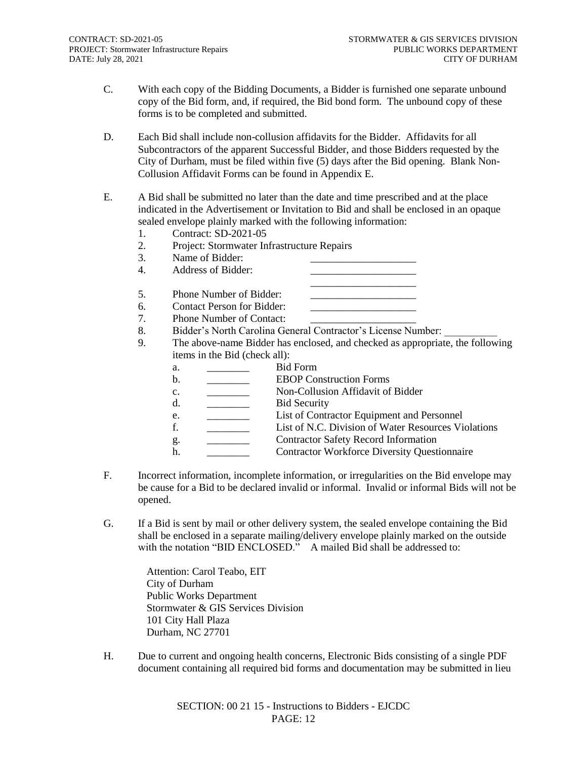C. With each copy of the Bidding Documents, a Bidder is furnished one separate unbound copy of the Bid form, and, if required, the Bid bond form. The unbound copy of these forms is to be completed and submitted.

D. Each Bid shall include non-collusion affidavits for the Bidder. Affidavits for all Subcontractors of the apparent Successful Bidder, and those Bidders requested by the City of Durham, must be filed within five (5) days after the Bid opening. Blank Non-Collusion Affidavit Forms can be found in Appendix E.

E. A Bid shall be submitted no later than the date and time prescribed and at the place indicated in the Advertisement or Invitation to Bid and shall be enclosed in an opaque sealed envelope plainly marked with the following information:

1. Contract: SD-2021-05
2. Project: Stormwater Infrastructure Repairs
3. Name of Bidder: ____________________
4. Address of Bidder: ____________________
   ____________________
5. Phone Number of Bidder: ____________________
6. Contact Person for Bidder: ____________________
7. Phone Number of Contact: ____________________
8. Bidder's North Carolina General Contractor's License Number: __________
9. The above-name Bidder has enclosed, and checked as appropriate, the following items in the Bid (check all):
   a. ________ Bid Form
   b. ________ EBOP Construction Forms
   c. ________ Non-Collusion Affidavit of Bidder
   d. ________ Bid Security
   e. ________ List of Contractor Equipment and Personnel
   f. ________ List of N.C. Division of Water Resources Violations
   g. ________ Contractor Safety Record Information
   h. ________ Contractor Workforce Diversity Questionnaire

F. Incorrect information, incomplete information, or irregularities on the Bid envelope may be cause for a Bid to be declared invalid or informal. Invalid or informal Bids will not be opened.

G. If a Bid is sent by mail or other delivery system, the sealed envelope containing the Bid shall be enclosed in a separate mailing/delivery envelope plainly marked on the outside with the notation "BID ENCLOSED." A mailed Bid shall be addressed to:

Attention: Carol Teabo, EIT
City of Durham
Public Works Department
Stormwater & GIS Services Division
101 City Hall Plaza
Durham, NC 27701

H. Due to current and ongoing health concerns, Electronic Bids consisting of a single PDF document containing all required bid forms and documentation may be submitted in lieu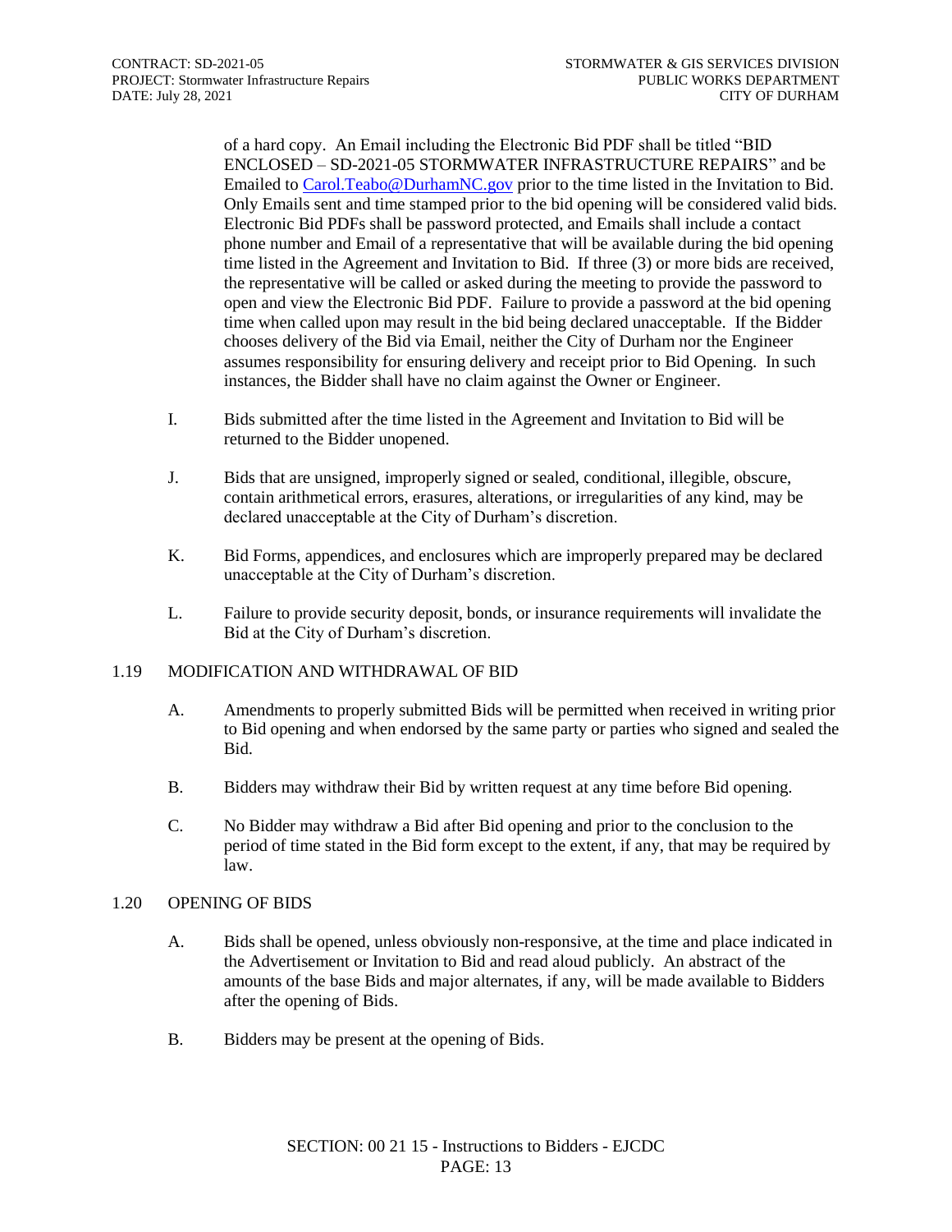of a hard copy. An Email including the Electronic Bid PDF shall be titled "BID ENCLOSED – SD-2021-05 STORMWATER INFRASTRUCTURE REPAIRS" and be Emailed to Carol.Teabo@DurhamNC.gov prior to the time listed in the Invitation to Bid. Only Emails sent and time stamped prior to the bid opening will be considered valid bids. Electronic Bid PDFs shall be password protected, and Emails shall include a contact phone number and Email of a representative that will be available during the bid opening time listed in the Agreement and Invitation to Bid. If three (3) or more bids are received, the representative will be called or asked during the meeting to provide the password to open and view the Electronic Bid PDF. Failure to provide a password at the bid opening time when called upon may result in the bid being declared unacceptable. If the Bidder chooses delivery of the Bid via Email, neither the City of Durham nor the Engineer assumes responsibility for ensuring delivery and receipt prior to Bid Opening. In such instances, the Bidder shall have no claim against the Owner or Engineer.

I. Bids submitted after the time listed in the Agreement and Invitation to Bid will be returned to the Bidder unopened.

J. Bids that are unsigned, improperly signed or sealed, conditional, illegible, obscure, contain arithmetical errors, erasures, alterations, or irregularities of any kind, may be declared unacceptable at the City of Durham's discretion.

K. Bid Forms, appendices, and enclosures which are improperly prepared may be declared unacceptable at the City of Durham's discretion.

L. Failure to provide security deposit, bonds, or insurance requirements will invalidate the Bid at the City of Durham's discretion.

## 1.19 MODIFICATION AND WITHDRAWAL OF BID

A. Amendments to properly submitted Bids will be permitted when received in writing prior to Bid opening and when endorsed by the same party or parties who signed and sealed the Bid.

B. Bidders may withdraw their Bid by written request at any time before Bid opening.

C. No Bidder may withdraw a Bid after Bid opening and prior to the conclusion to the period of time stated in the Bid form except to the extent, if any, that may be required by law.

## 1.20 OPENING OF BIDS

A. Bids shall be opened, unless obviously non-responsive, at the time and place indicated in the Advertisement or Invitation to Bid and read aloud publicly. An abstract of the amounts of the base Bids and major alternates, if any, will be made available to Bidders after the opening of Bids.

B. Bidders may be present at the opening of Bids.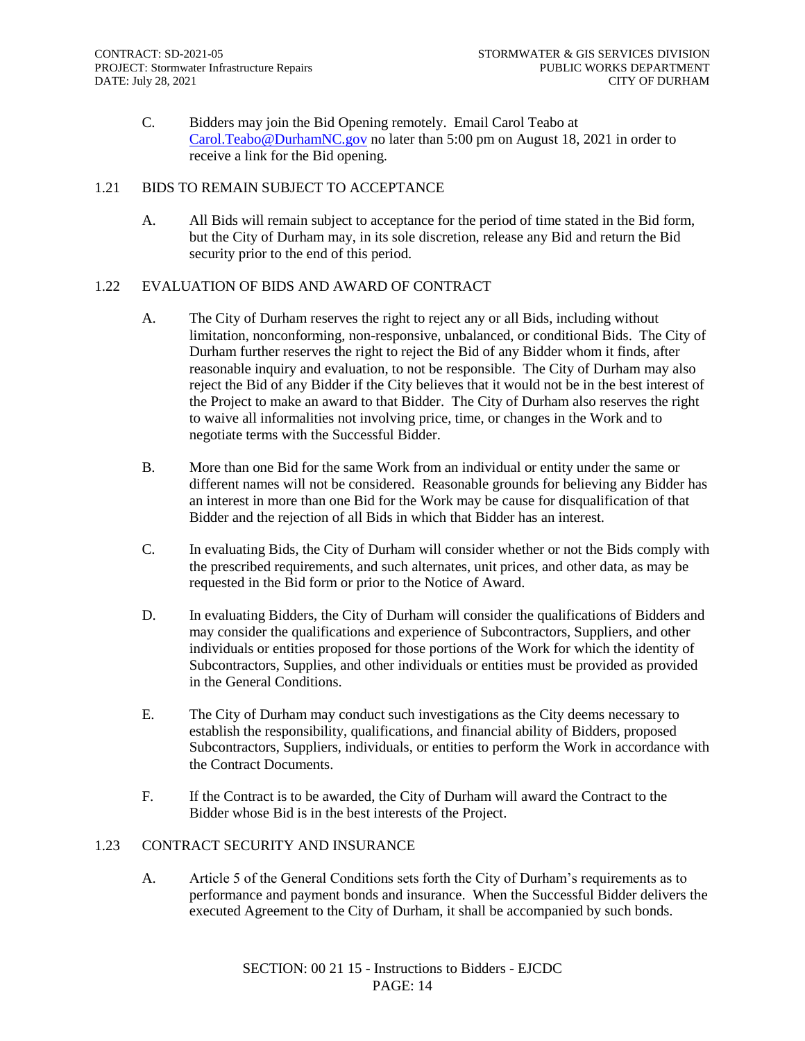C. Bidders may join the Bid Opening remotely. Email Carol Teabo at Carol.Teabo@DurhamNC.gov no later than 5:00 pm on August 18, 2021 in order to receive a link for the Bid opening.

## 1.21 BIDS TO REMAIN SUBJECT TO ACCEPTANCE

A. All Bids will remain subject to acceptance for the period of time stated in the Bid form, but the City of Durham may, in its sole discretion, release any Bid and return the Bid security prior to the end of this period.

## 1.22 EVALUATION OF BIDS AND AWARD OF CONTRACT

A. The City of Durham reserves the right to reject any or all Bids, including without limitation, nonconforming, non-responsive, unbalanced, or conditional Bids. The City of Durham further reserves the right to reject the Bid of any Bidder whom it finds, after reasonable inquiry and evaluation, to not be responsible. The City of Durham may also reject the Bid of any Bidder if the City believes that it would not be in the best interest of the Project to make an award to that Bidder. The City of Durham also reserves the right to waive all informalities not involving price, time, or changes in the Work and to negotiate terms with the Successful Bidder.

B. More than one Bid for the same Work from an individual or entity under the same or different names will not be considered. Reasonable grounds for believing any Bidder has an interest in more than one Bid for the Work may be cause for disqualification of that Bidder and the rejection of all Bids in which that Bidder has an interest.

C. In evaluating Bids, the City of Durham will consider whether or not the Bids comply with the prescribed requirements, and such alternates, unit prices, and other data, as may be requested in the Bid form or prior to the Notice of Award.

D. In evaluating Bidders, the City of Durham will consider the qualifications of Bidders and may consider the qualifications and experience of Subcontractors, Suppliers, and other individuals or entities proposed for those portions of the Work for which the identity of Subcontractors, Supplies, and other individuals or entities must be provided as provided in the General Conditions.

E. The City of Durham may conduct such investigations as the City deems necessary to establish the responsibility, qualifications, and financial ability of Bidders, proposed Subcontractors, Suppliers, individuals, or entities to perform the Work in accordance with the Contract Documents.

F. If the Contract is to be awarded, the City of Durham will award the Contract to the Bidder whose Bid is in the best interests of the Project.

## 1.23 CONTRACT SECURITY AND INSURANCE

A. Article 5 of the General Conditions sets forth the City of Durham's requirements as to performance and payment bonds and insurance. When the Successful Bidder delivers the executed Agreement to the City of Durham, it shall be accompanied by such bonds.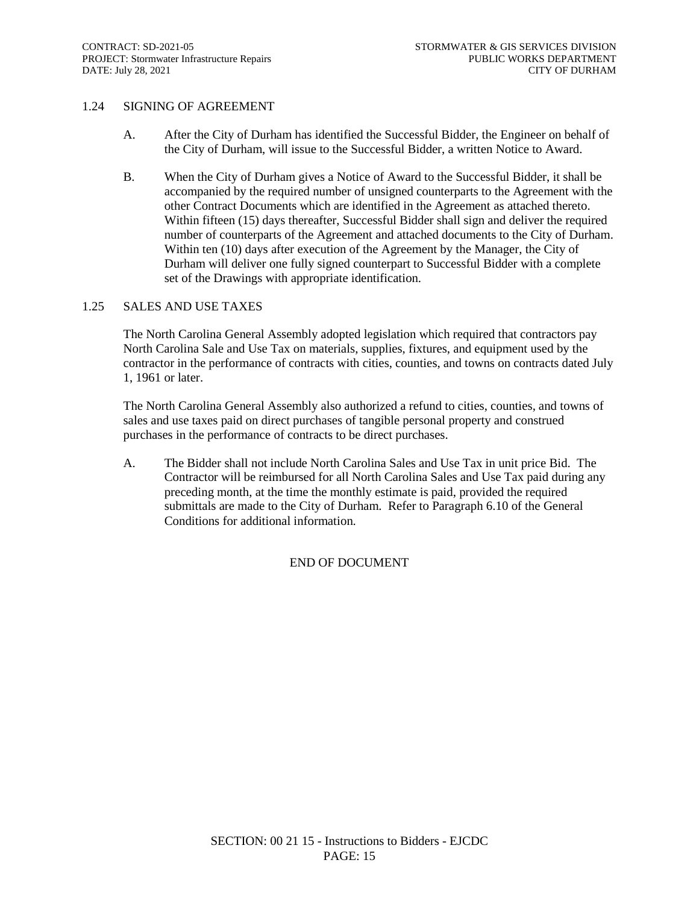## 1.24 SIGNING OF AGREEMENT

A. After the City of Durham has identified the Successful Bidder, the Engineer on behalf of the City of Durham, will issue to the Successful Bidder, a written Notice to Award.

B. When the City of Durham gives a Notice of Award to the Successful Bidder, it shall be accompanied by the required number of unsigned counterparts to the Agreement with the other Contract Documents which are identified in the Agreement as attached thereto. Within fifteen (15) days thereafter, Successful Bidder shall sign and deliver the required number of counterparts of the Agreement and attached documents to the City of Durham. Within ten (10) days after execution of the Agreement by the Manager, the City of Durham will deliver one fully signed counterpart to Successful Bidder with a complete set of the Drawings with appropriate identification.

## 1.25 SALES AND USE TAXES

The North Carolina General Assembly adopted legislation which required that contractors pay North Carolina Sale and Use Tax on materials, supplies, fixtures, and equipment used by the contractor in the performance of contracts with cities, counties, and towns on contracts dated July 1, 1961 or later.

The North Carolina General Assembly also authorized a refund to cities, counties, and towns of sales and use taxes paid on direct purchases of tangible personal property and construed purchases in the performance of contracts to be direct purchases.

A. The Bidder shall not include North Carolina Sales and Use Tax in unit price Bid. The Contractor will be reimbursed for all North Carolina Sales and Use Tax paid during any preceding month, at the time the monthly estimate is paid, provided the required submittals are made to the City of Durham. Refer to Paragraph 6.10 of the General Conditions for additional information.

END OF DOCUMENT